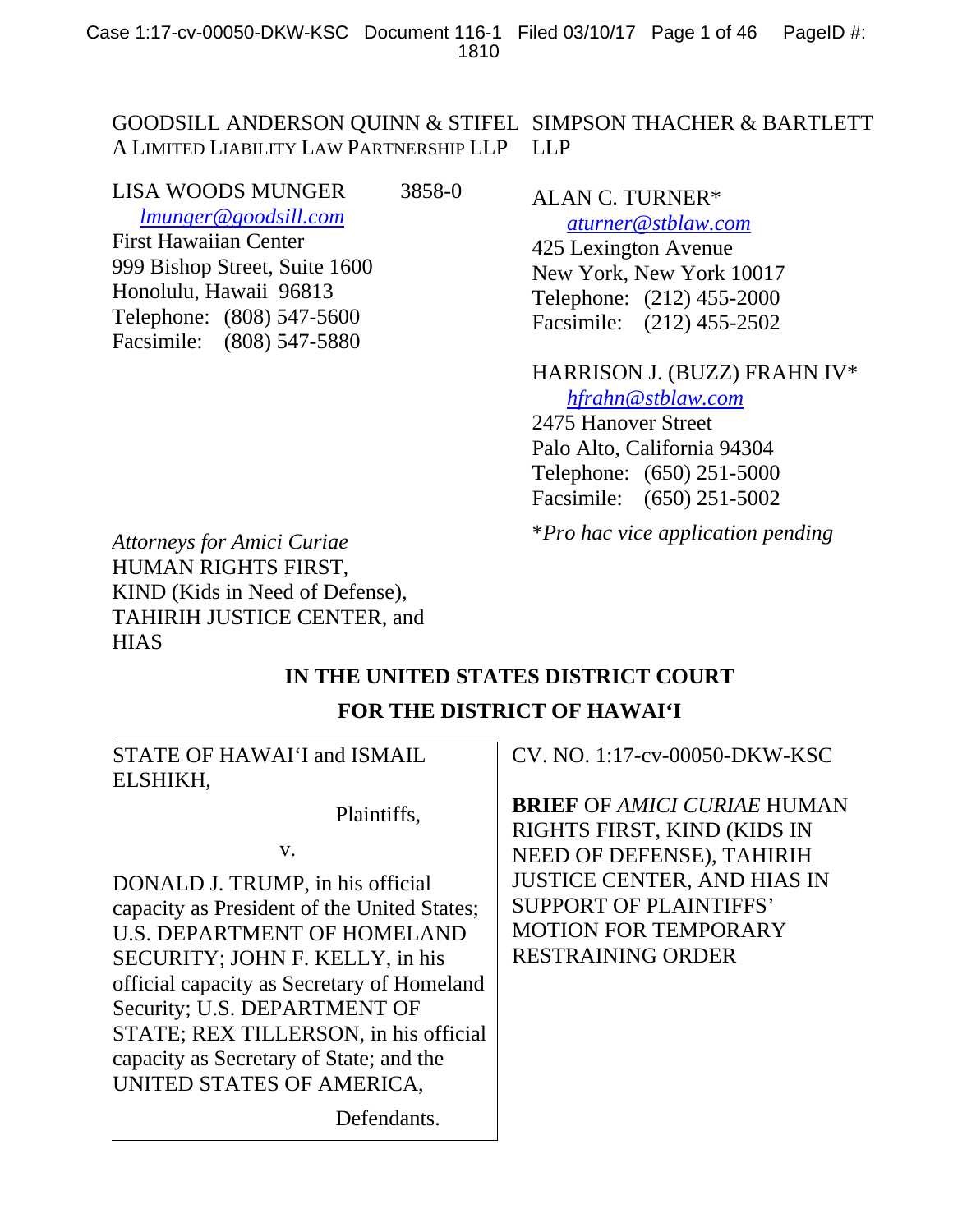GOODSILL ANDERSON QUINN & STIFEL
A LIMITED LIABILITY LAW PARTNERSHIP LLP

LISA WOODS MUNGER 3858-0
lmunger@goodsill.com
First Hawaiian Center
999 Bishop Street, Suite 1600
Honolulu, Hawaii 96813
Telephone: (808) 547-5600
Facsimile: (808) 547-5880

SIMPSON THACHER & BARTLETT LLP

ALAN C. TURNER*
aturner@stblaw.com
425 Lexington Avenue
New York, New York 10017
Telephone: (212) 455-2000
Facsimile: (212) 455-2502

HARRISON J. (BUZZ) FRAHN IV*
hfrahn@stblaw.com
2475 Hanover Street
Palo Alto, California 94304
Telephone: (650) 251-5000
Facsimile: (650) 251-5002

**Pro hac vice application pending*

*Attorneys for Amici Curiae*
HUMAN RIGHTS FIRST,
KIND (Kids in Need of Defense),
TAHIRIH JUSTICE CENTER, and
HIAS

**IN THE UNITED STATES DISTRICT COURT**

**FOR THE DISTRICT OF HAWAI'I**

STATE OF HAWAI'I and ISMAIL ELSHIKH,

Plaintiffs,

v.

DONALD J. TRUMP, in his official capacity as President of the United States; U.S. DEPARTMENT OF HOMELAND SECURITY; JOHN F. KELLY, in his official capacity as Secretary of Homeland Security; U.S. DEPARTMENT OF STATE; REX TILLERSON, in his official capacity as Secretary of State; and the UNITED STATES OF AMERICA,

Defendants.

CV. NO. 1:17-cv-00050-DKW-KSC

**BRIEF** OF *AMICI CURIAE* HUMAN RIGHTS FIRST, KIND (KIDS IN NEED OF DEFENSE), TAHIRIH JUSTICE CENTER, AND HIAS IN SUPPORT OF PLAINTIFFS' MOTION FOR TEMPORARY RESTRAINING ORDER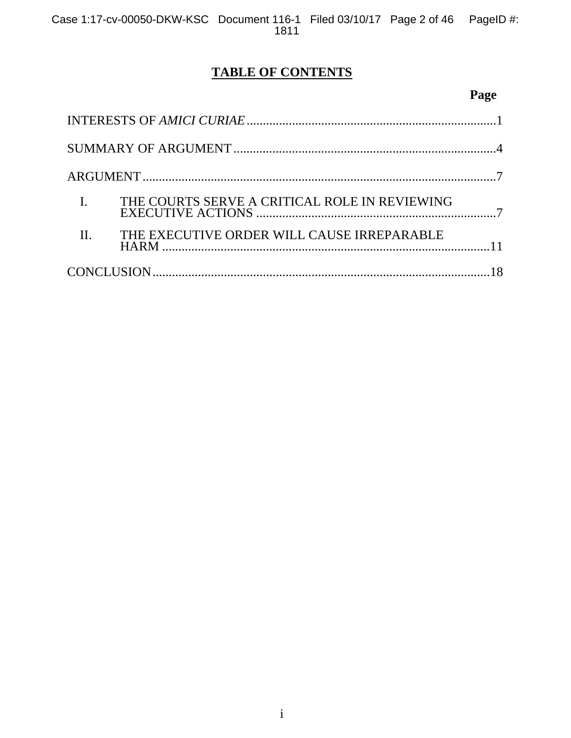# TABLE OF CONTENTS

| | Page |
|---|---|
| INTERESTS OF *AMICI CURIAE* | 1 |
| SUMMARY OF ARGUMENT | 4 |
| ARGUMENT | 7 |
| I. THE COURTS SERVE A CRITICAL ROLE IN REVIEWING EXECUTIVE ACTIONS | 7 |
| II. THE EXECUTIVE ORDER WILL CAUSE IRREPARABLE HARM | 11 |
| CONCLUSION | 18 |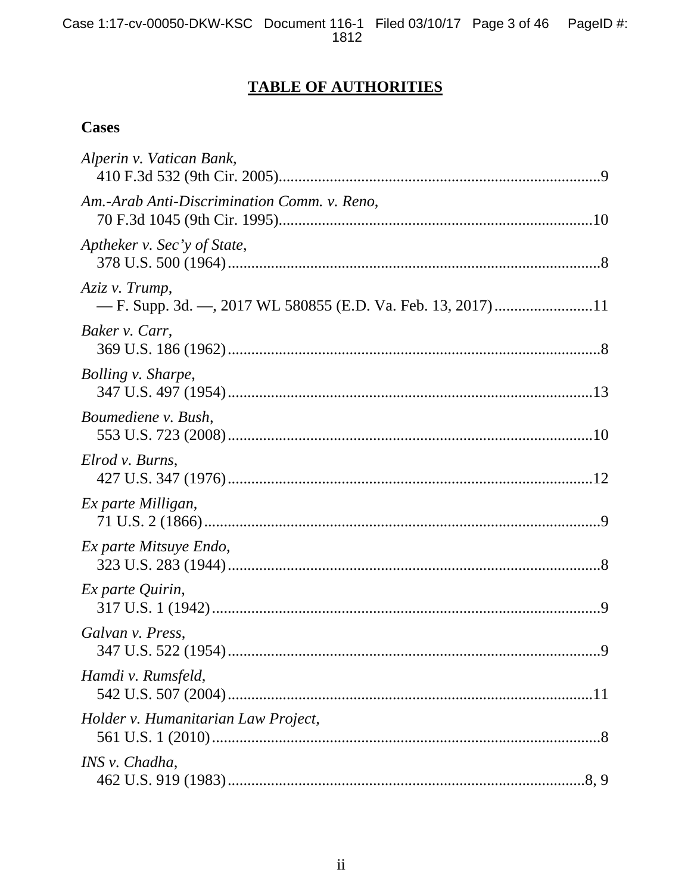# TABLE OF AUTHORITIES

## Cases

*Alperin v. Vatican Bank*,
410 F.3d 532 (9th Cir. 2005)....................................................................................9

*Am.-Arab Anti-Discrimination Comm. v. Reno*,
70 F.3d 1045 (9th Cir. 1995)..................................................................................10

*Aptheker v. Sec'y of State*,
378 U.S. 500 (1964)..................................................................................................8

*Aziz v. Trump*,
— F. Supp. 3d. —, 2017 WL 580855 (E.D. Va. Feb. 13, 2017).........................11

*Baker v. Carr*,
369 U.S. 186 (1962)..................................................................................................8

*Bolling v. Sharpe*,
347 U.S. 497 (1954)................................................................................................13

*Boumediene v. Bush*,
553 U.S. 723 (2008)................................................................................................10

*Elrod v. Burns*,
427 U.S. 347 (1976)................................................................................................12

*Ex parte Milligan*,
71 U.S. 2 (1866)........................................................................................................9

*Ex parte Mitsuye Endo*,
323 U.S. 283 (1944)..................................................................................................8

*Ex parte Quirin*,
317 U.S. 1 (1942)......................................................................................................9

*Galvan v. Press*,
347 U.S. 522 (1954)..................................................................................................9

*Hamdi v. Rumsfeld*,
542 U.S. 507 (2004)................................................................................................11

*Holder v. Humanitarian Law Project*,
561 U.S. 1 (2010)......................................................................................................8

*INS v. Chadha*,
462 U.S. 919 (1983)...............................................................................................8, 9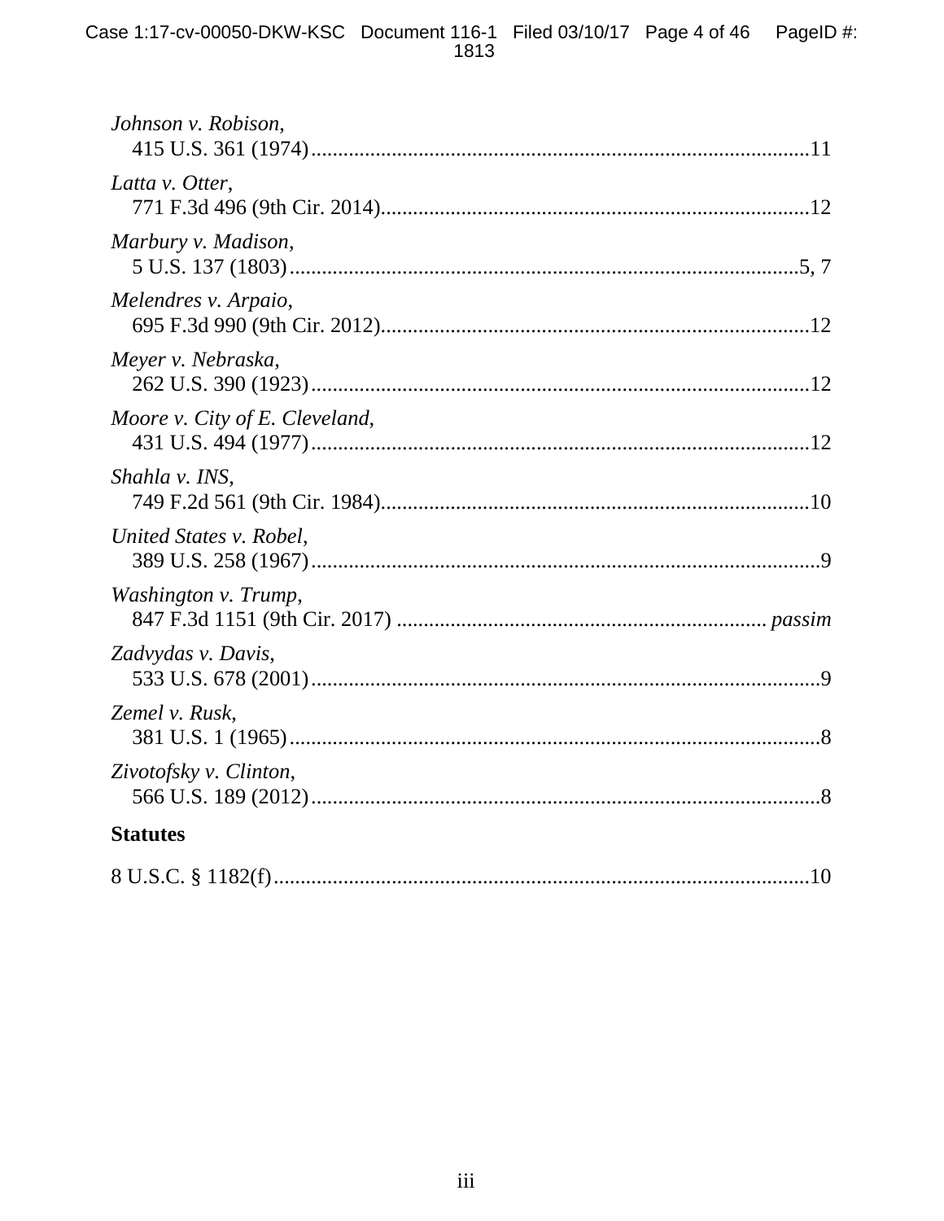*Johnson v. Robison*,
415 U.S. 361 (1974) .......................................................................................... 11

*Latta v. Otter*,
771 F.3d 496 (9th Cir. 2014) .............................................................................. 12

*Marbury v. Madison*,
5 U.S. 137 (1803) ............................................................................................. 5, 7

*Melendres v. Arpaio*,
695 F.3d 990 (9th Cir. 2012) .............................................................................. 12

*Meyer v. Nebraska*,
262 U.S. 390 (1923) .......................................................................................... 12

*Moore v. City of E. Cleveland*,
431 U.S. 494 (1977) .......................................................................................... 12

*Shahla v. INS*,
749 F.2d 561 (9th Cir. 1984) .............................................................................. 10

*United States v. Robel*,
389 U.S. 258 (1967) ............................................................................................ 9

*Washington v. Trump*,
847 F.3d 1151 (9th Cir. 2017) ................................................................... *passim*

*Zadvydas v. Davis*,
533 U.S. 678 (2001) ............................................................................................ 9

*Zemel v. Rusk*,
381 U.S. 1 (1965) ................................................................................................ 8

*Zivotofsky v. Clinton*,
566 U.S. 189 (2012) ............................................................................................ 8

**Statutes**

8 U.S.C. § 1182(f) ................................................................................................ 10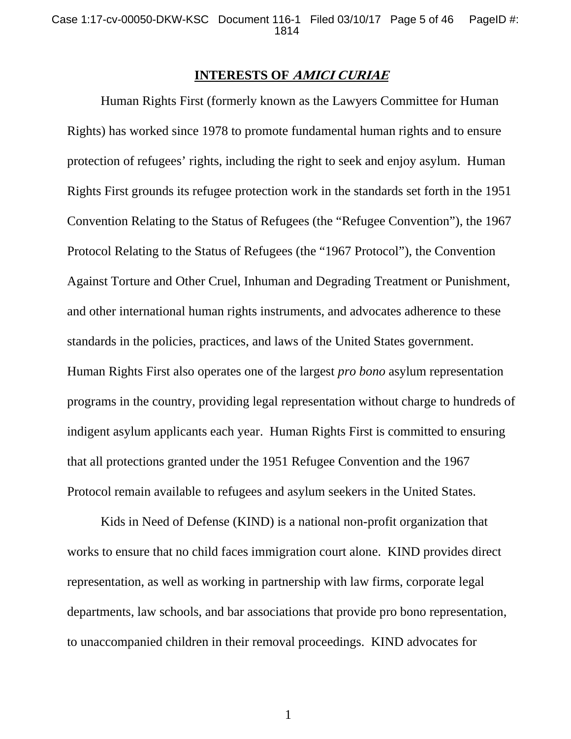## INTERESTS OF *AMICI CURIAE*

Human Rights First (formerly known as the Lawyers Committee for Human Rights) has worked since 1978 to promote fundamental human rights and to ensure protection of refugees' rights, including the right to seek and enjoy asylum. Human Rights First grounds its refugee protection work in the standards set forth in the 1951 Convention Relating to the Status of Refugees (the "Refugee Convention"), the 1967 Protocol Relating to the Status of Refugees (the "1967 Protocol"), the Convention Against Torture and Other Cruel, Inhuman and Degrading Treatment or Punishment, and other international human rights instruments, and advocates adherence to these standards in the policies, practices, and laws of the United States government. Human Rights First also operates one of the largest *pro bono* asylum representation programs in the country, providing legal representation without charge to hundreds of indigent asylum applicants each year. Human Rights First is committed to ensuring that all protections granted under the 1951 Refugee Convention and the 1967 Protocol remain available to refugees and asylum seekers in the United States.

Kids in Need of Defense (KIND) is a national non-profit organization that works to ensure that no child faces immigration court alone. KIND provides direct representation, as well as working in partnership with law firms, corporate legal departments, law schools, and bar associations that provide pro bono representation, to unaccompanied children in their removal proceedings. KIND advocates for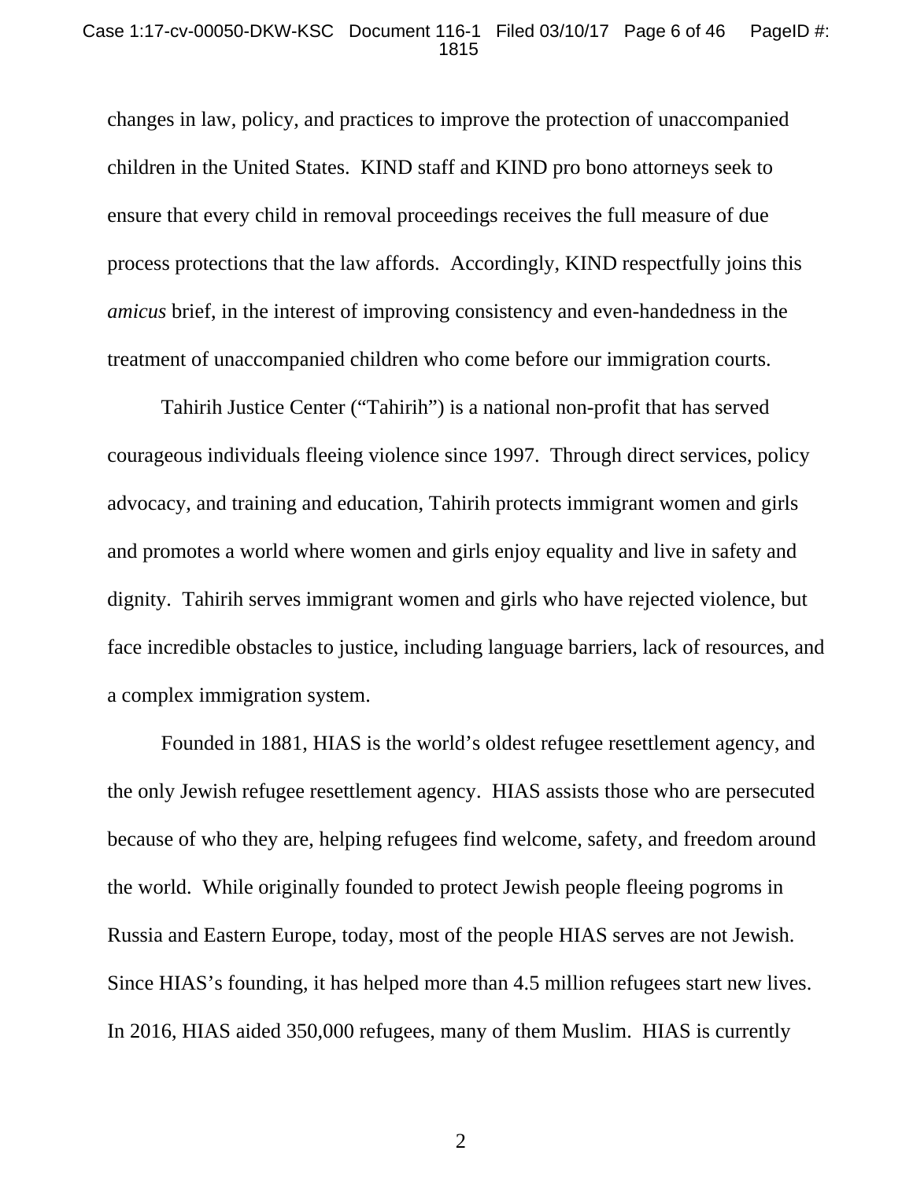changes in law, policy, and practices to improve the protection of unaccompanied children in the United States. KIND staff and KIND pro bono attorneys seek to ensure that every child in removal proceedings receives the full measure of due process protections that the law affords. Accordingly, KIND respectfully joins this *amicus* brief, in the interest of improving consistency and even-handedness in the treatment of unaccompanied children who come before our immigration courts.

Tahirih Justice Center ("Tahirih") is a national non-profit that has served courageous individuals fleeing violence since 1997. Through direct services, policy advocacy, and training and education, Tahirih protects immigrant women and girls and promotes a world where women and girls enjoy equality and live in safety and dignity. Tahirih serves immigrant women and girls who have rejected violence, but face incredible obstacles to justice, including language barriers, lack of resources, and a complex immigration system.

Founded in 1881, HIAS is the world's oldest refugee resettlement agency, and the only Jewish refugee resettlement agency. HIAS assists those who are persecuted because of who they are, helping refugees find welcome, safety, and freedom around the world. While originally founded to protect Jewish people fleeing pogroms in Russia and Eastern Europe, today, most of the people HIAS serves are not Jewish. Since HIAS's founding, it has helped more than 4.5 million refugees start new lives. In 2016, HIAS aided 350,000 refugees, many of them Muslim. HIAS is currently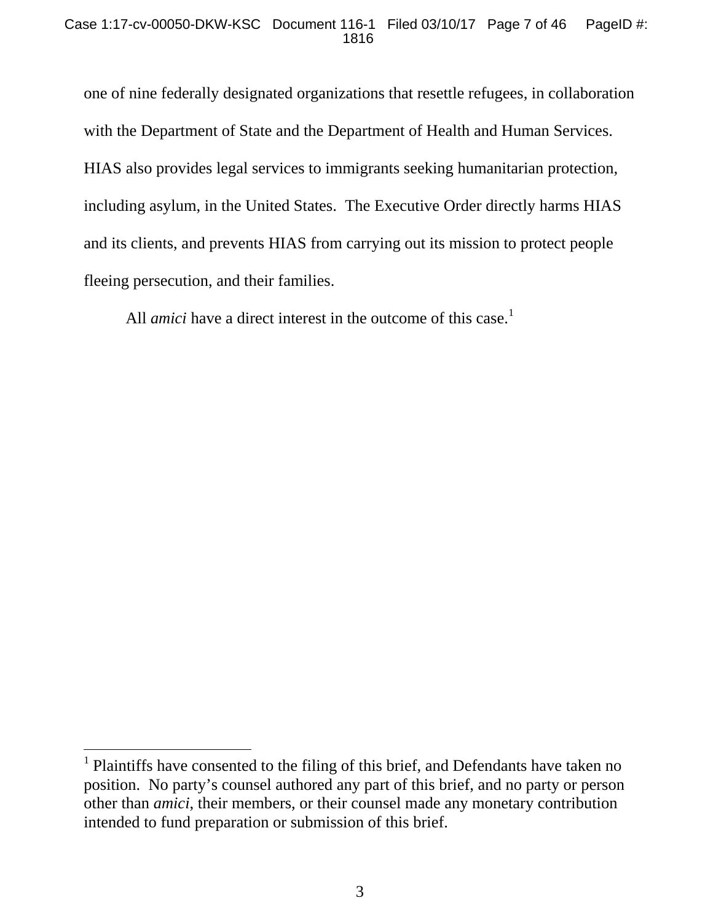one of nine federally designated organizations that resettle refugees, in collaboration with the Department of State and the Department of Health and Human Services. HIAS also provides legal services to immigrants seeking humanitarian protection, including asylum, in the United States. The Executive Order directly harms HIAS and its clients, and prevents HIAS from carrying out its mission to protect people fleeing persecution, and their families.

All *amici* have a direct interest in the outcome of this case.[1]

---

[1] Plaintiffs have consented to the filing of this brief, and Defendants have taken no position. No party's counsel authored any part of this brief, and no party or person other than *amici*, their members, or their counsel made any monetary contribution intended to fund preparation or submission of this brief.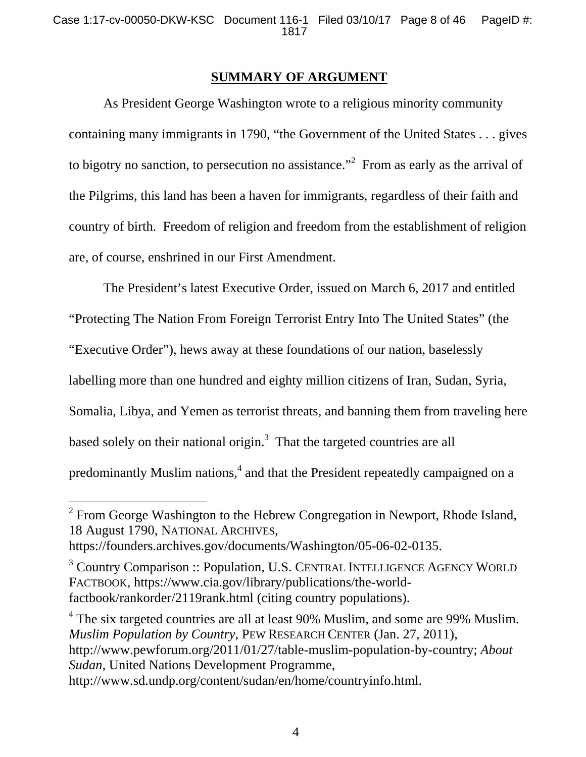## SUMMARY OF ARGUMENT

As President George Washington wrote to a religious minority community containing many immigrants in 1790, "the Government of the United States . . . gives to bigotry no sanction, to persecution no assistance."[2] From as early as the arrival of the Pilgrims, this land has been a haven for immigrants, regardless of their faith and country of birth. Freedom of religion and freedom from the establishment of religion are, of course, enshrined in our First Amendment.

The President's latest Executive Order, issued on March 6, 2017 and entitled "Protecting The Nation From Foreign Terrorist Entry Into The United States" (the "Executive Order"), hews away at these foundations of our nation, baselessly labelling more than one hundred and eighty million citizens of Iran, Sudan, Syria, Somalia, Libya, and Yemen as terrorist threats, and banning them from traveling here based solely on their national origin.[3] That the targeted countries are all predominantly Muslim nations,[4] and that the President repeatedly campaigned on a

---

[2] From George Washington to the Hebrew Congregation in Newport, Rhode Island, 18 August 1790, NATIONAL ARCHIVES, https://founders.archives.gov/documents/Washington/05-06-02-0135.

[3] Country Comparison :: Population, U.S. CENTRAL INTELLIGENCE AGENCY WORLD FACTBOOK, https://www.cia.gov/library/publications/the-world-factbook/rankorder/2119rank.html (citing country populations).

[4] The six targeted countries are all at least 90% Muslim, and some are 99% Muslim. *Muslim Population by Country*, PEW RESEARCH CENTER (Jan. 27, 2011), http://www.pewforum.org/2011/01/27/table-muslim-population-by-country; *About Sudan*, United Nations Development Programme, http://www.sd.undp.org/content/sudan/en/home/countryinfo.html.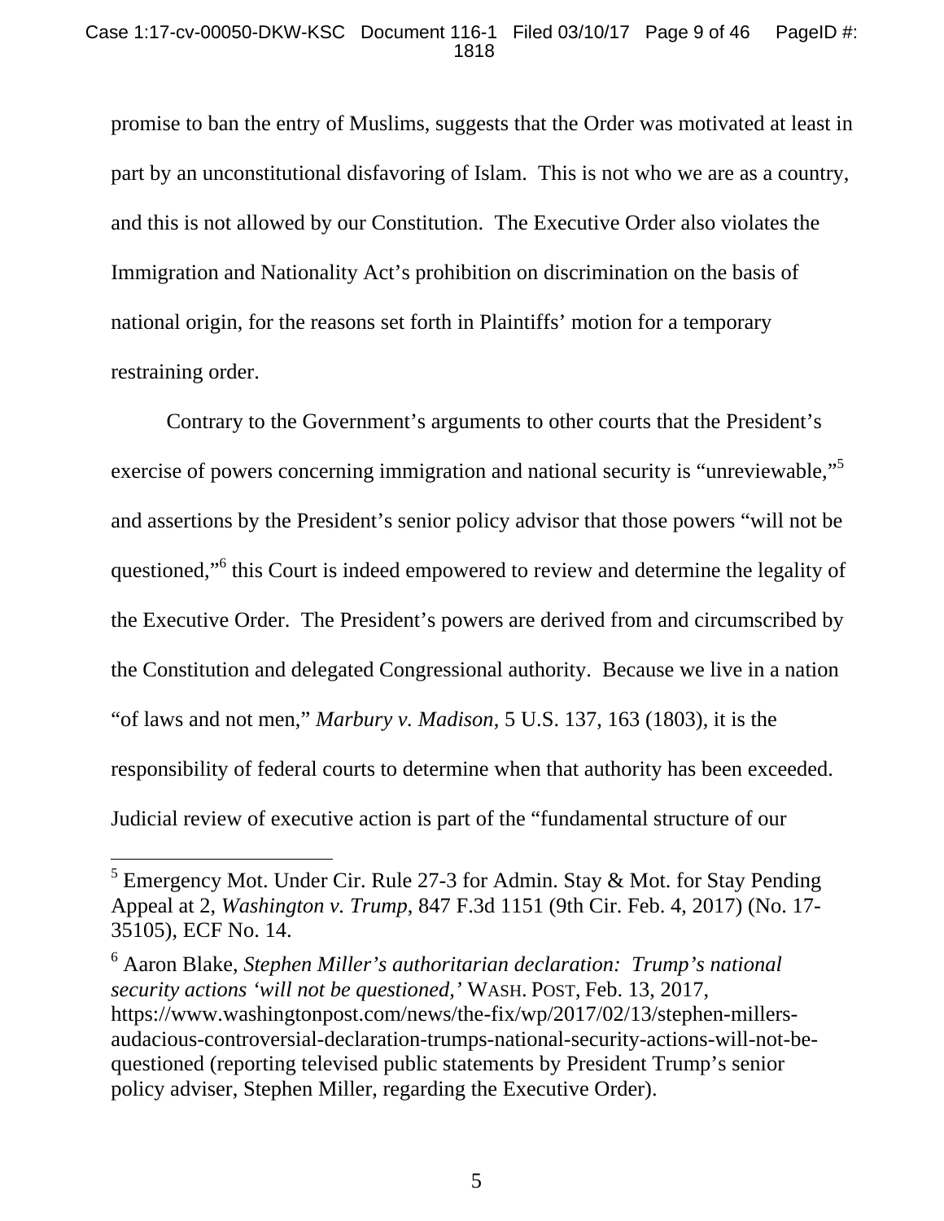promise to ban the entry of Muslims, suggests that the Order was motivated at least in part by an unconstitutional disfavoring of Islam. This is not who we are as a country, and this is not allowed by our Constitution. The Executive Order also violates the Immigration and Nationality Act's prohibition on discrimination on the basis of national origin, for the reasons set forth in Plaintiffs' motion for a temporary restraining order.

Contrary to the Government's arguments to other courts that the President's exercise of powers concerning immigration and national security is "unreviewable,"[5] and assertions by the President's senior policy advisor that those powers "will not be questioned,"[6] this Court is indeed empowered to review and determine the legality of the Executive Order. The President's powers are derived from and circumscribed by the Constitution and delegated Congressional authority. Because we live in a nation "of laws and not men," *Marbury v. Madison*, 5 U.S. 137, 163 (1803), it is the responsibility of federal courts to determine when that authority has been exceeded. Judicial review of executive action is part of the "fundamental structure of our

---

[5] Emergency Mot. Under Cir. Rule 27-3 for Admin. Stay & Mot. for Stay Pending Appeal at 2, *Washington v. Trump*, 847 F.3d 1151 (9th Cir. Feb. 4, 2017) (No. 17-35105), ECF No. 14.

[6] Aaron Blake, *Stephen Miller's authoritarian declaration: Trump's national security actions 'will not be questioned,'* WASH. POST, Feb. 13, 2017, https://www.washingtonpost.com/news/the-fix/wp/2017/02/13/stephen-millers-audacious-controversial-declaration-trumps-national-security-actions-will-not-be-questioned (reporting televised public statements by President Trump's senior policy adviser, Stephen Miller, regarding the Executive Order).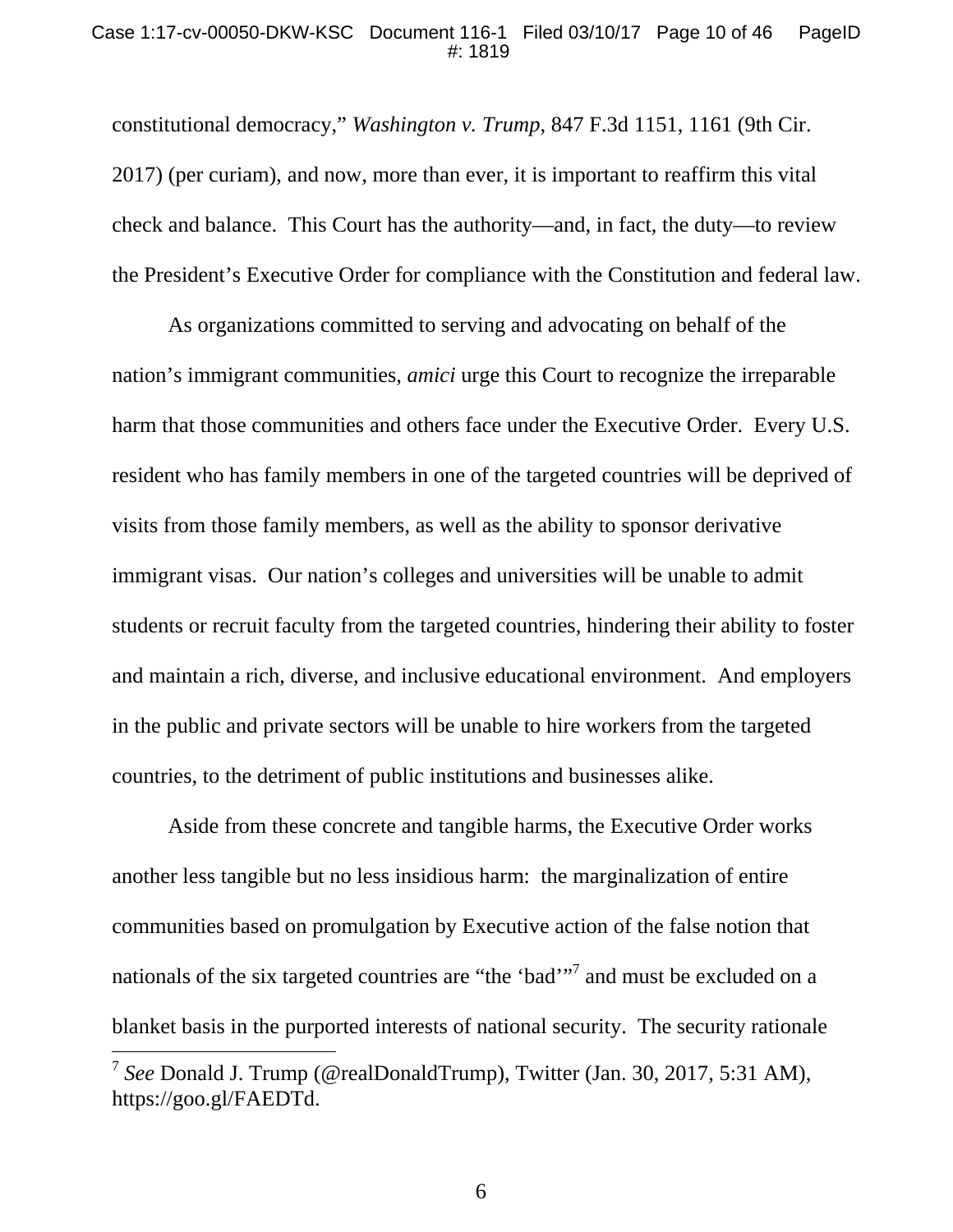constitutional democracy," *Washington v. Trump*, 847 F.3d 1151, 1161 (9th Cir. 2017) (per curiam), and now, more than ever, it is important to reaffirm this vital check and balance. This Court has the authority—and, in fact, the duty—to review the President's Executive Order for compliance with the Constitution and federal law.

As organizations committed to serving and advocating on behalf of the nation's immigrant communities, *amici* urge this Court to recognize the irreparable harm that those communities and others face under the Executive Order. Every U.S. resident who has family members in one of the targeted countries will be deprived of visits from those family members, as well as the ability to sponsor derivative immigrant visas. Our nation's colleges and universities will be unable to admit students or recruit faculty from the targeted countries, hindering their ability to foster and maintain a rich, diverse, and inclusive educational environment. And employers in the public and private sectors will be unable to hire workers from the targeted countries, to the detriment of public institutions and businesses alike.

Aside from these concrete and tangible harms, the Executive Order works another less tangible but no less insidious harm: the marginalization of entire communities based on promulgation by Executive action of the false notion that nationals of the six targeted countries are "the 'bad'"[7] and must be excluded on a blanket basis in the purported interests of national security. The security rationale

---

[7] *See* Donald J. Trump (@realDonaldTrump), Twitter (Jan. 30, 2017, 5:31 AM), https://goo.gl/FAEDTd.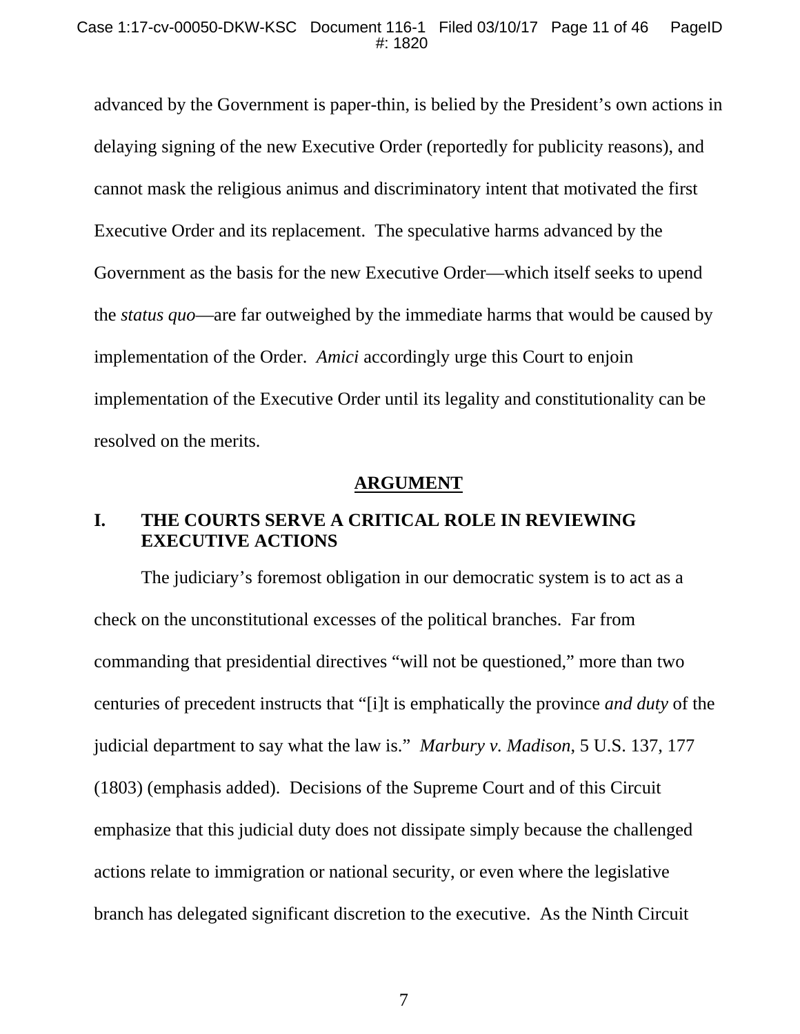advanced by the Government is paper-thin, is belied by the President's own actions in delaying signing of the new Executive Order (reportedly for publicity reasons), and cannot mask the religious animus and discriminatory intent that motivated the first Executive Order and its replacement. The speculative harms advanced by the Government as the basis for the new Executive Order—which itself seeks to upend the *status quo*—are far outweighed by the immediate harms that would be caused by implementation of the Order. *Amici* accordingly urge this Court to enjoin implementation of the Executive Order until its legality and constitutionality can be resolved on the merits.

## ARGUMENT

### I. THE COURTS SERVE A CRITICAL ROLE IN REVIEWING EXECUTIVE ACTIONS

The judiciary's foremost obligation in our democratic system is to act as a check on the unconstitutional excesses of the political branches. Far from commanding that presidential directives "will not be questioned," more than two centuries of precedent instructs that "[i]t is emphatically the province *and duty* of the judicial department to say what the law is." *Marbury v. Madison*, 5 U.S. 137, 177 (1803) (emphasis added). Decisions of the Supreme Court and of this Circuit emphasize that this judicial duty does not dissipate simply because the challenged actions relate to immigration or national security, or even where the legislative branch has delegated significant discretion to the executive. As the Ninth Circuit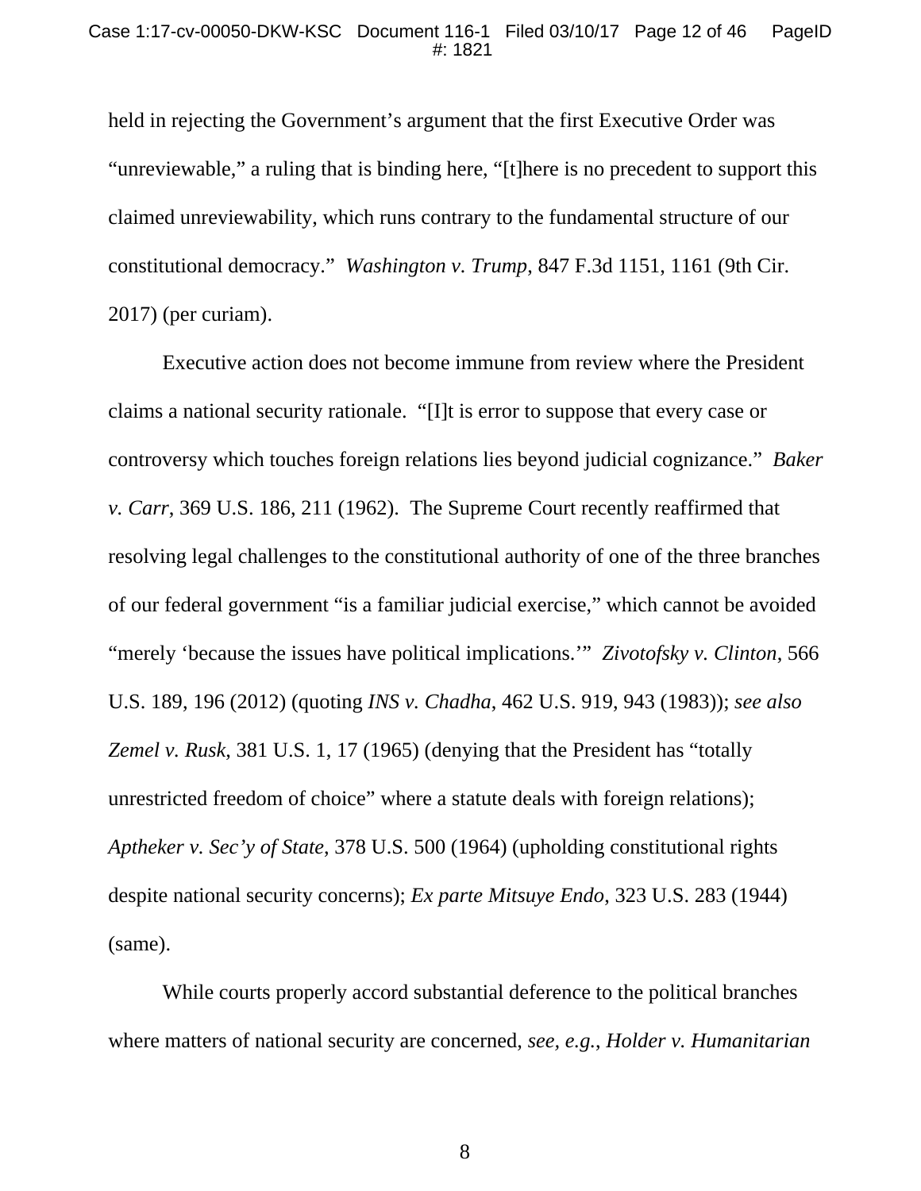held in rejecting the Government's argument that the first Executive Order was "unreviewable," a ruling that is binding here, "[t]here is no precedent to support this claimed unreviewability, which runs contrary to the fundamental structure of our constitutional democracy." *Washington v. Trump*, 847 F.3d 1151, 1161 (9th Cir. 2017) (per curiam).

Executive action does not become immune from review where the President claims a national security rationale. "[I]t is error to suppose that every case or controversy which touches foreign relations lies beyond judicial cognizance." *Baker v. Carr*, 369 U.S. 186, 211 (1962). The Supreme Court recently reaffirmed that resolving legal challenges to the constitutional authority of one of the three branches of our federal government "is a familiar judicial exercise," which cannot be avoided "merely 'because the issues have political implications.'" *Zivotofsky v. Clinton*, 566 U.S. 189, 196 (2012) (quoting *INS v. Chadha*, 462 U.S. 919, 943 (1983)); *see also Zemel v. Rusk*, 381 U.S. 1, 17 (1965) (denying that the President has "totally unrestricted freedom of choice" where a statute deals with foreign relations); *Aptheker v. Sec'y of State*, 378 U.S. 500 (1964) (upholding constitutional rights despite national security concerns); *Ex parte Mitsuye Endo*, 323 U.S. 283 (1944) (same).

While courts properly accord substantial deference to the political branches where matters of national security are concerned, *see, e.g.*, *Holder v. Humanitarian*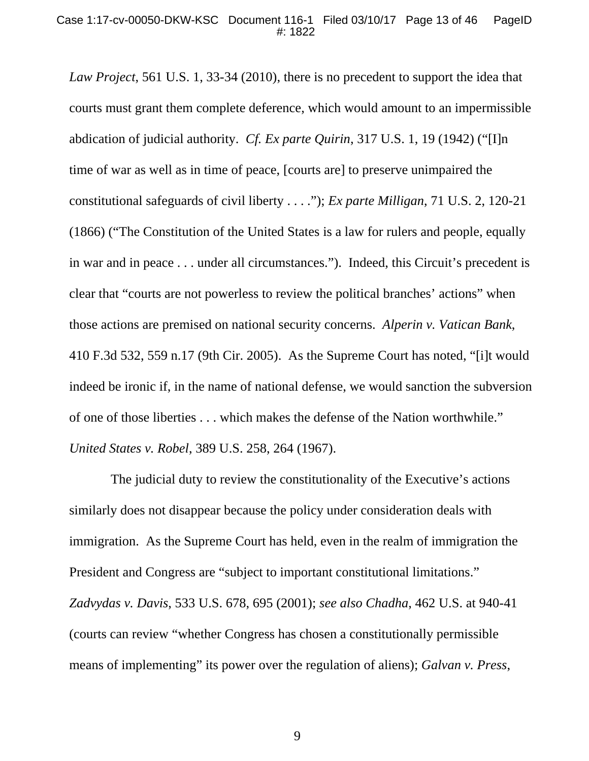*Law Project*, 561 U.S. 1, 33-34 (2010), there is no precedent to support the idea that courts must grant them complete deference, which would amount to an impermissible abdication of judicial authority. *Cf. Ex parte Quirin*, 317 U.S. 1, 19 (1942) ("[I]n time of war as well as in time of peace, [courts are] to preserve unimpaired the constitutional safeguards of civil liberty . . . ."); *Ex parte Milligan*, 71 U.S. 2, 120-21 (1866) ("The Constitution of the United States is a law for rulers and people, equally in war and in peace . . . under all circumstances."). Indeed, this Circuit's precedent is clear that "courts are not powerless to review the political branches' actions" when those actions are premised on national security concerns. *Alperin v. Vatican Bank*, 410 F.3d 532, 559 n.17 (9th Cir. 2005). As the Supreme Court has noted, "[i]t would indeed be ironic if, in the name of national defense, we would sanction the subversion of one of those liberties . . . which makes the defense of the Nation worthwhile." *United States v. Robel*, 389 U.S. 258, 264 (1967).

The judicial duty to review the constitutionality of the Executive's actions similarly does not disappear because the policy under consideration deals with immigration. As the Supreme Court has held, even in the realm of immigration the President and Congress are "subject to important constitutional limitations." *Zadvydas v. Davis*, 533 U.S. 678, 695 (2001); *see also Chadha*, 462 U.S. at 940-41 (courts can review "whether Congress has chosen a constitutionally permissible means of implementing" its power over the regulation of aliens); *Galvan v. Press*,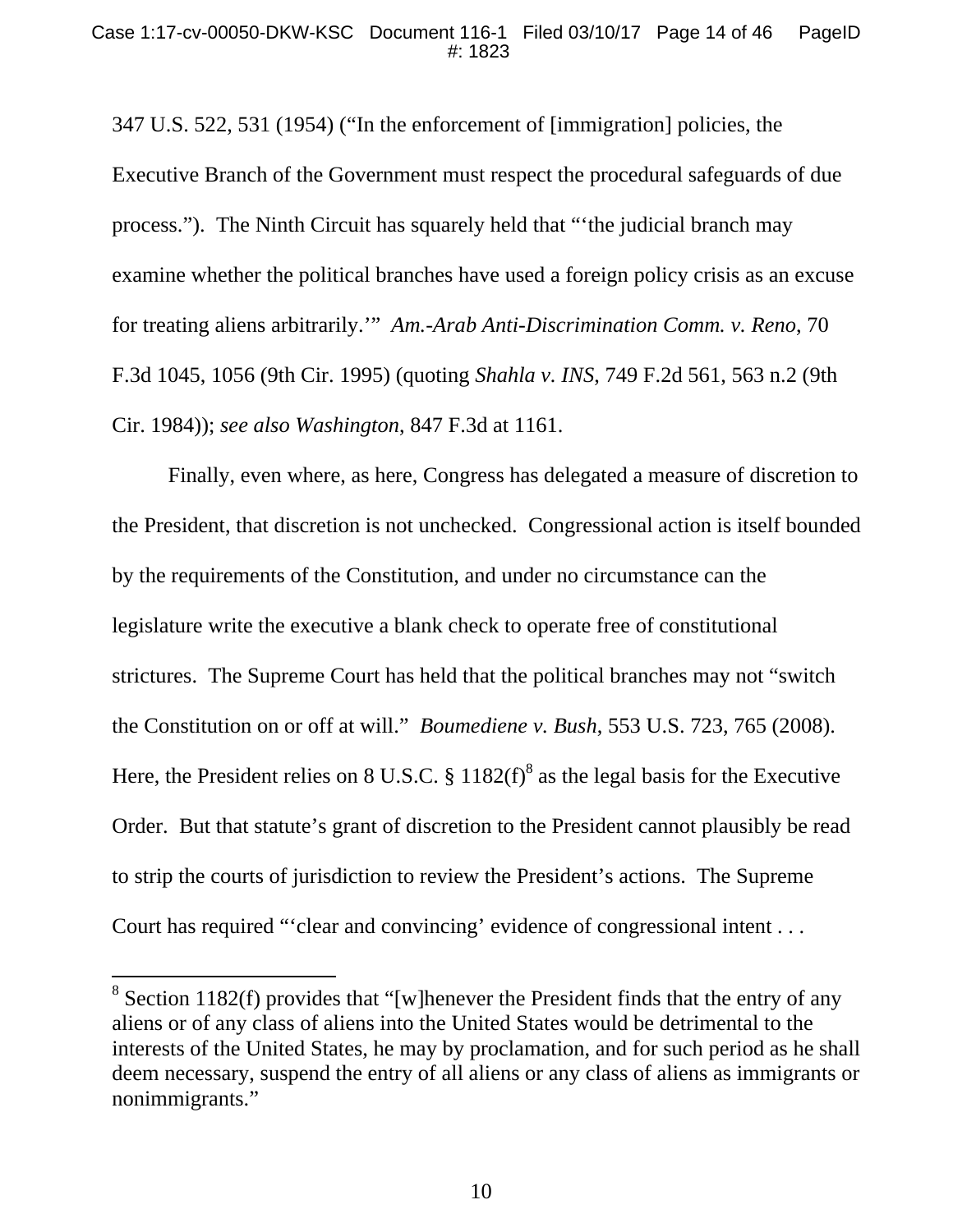347 U.S. 522, 531 (1954) ("In the enforcement of [immigration] policies, the Executive Branch of the Government must respect the procedural safeguards of due process."). The Ninth Circuit has squarely held that "'the judicial branch may examine whether the political branches have used a foreign policy crisis as an excuse for treating aliens arbitrarily.'" *Am.-Arab Anti-Discrimination Comm. v. Reno*, 70 F.3d 1045, 1056 (9th Cir. 1995) (quoting *Shahla v. INS*, 749 F.2d 561, 563 n.2 (9th Cir. 1984)); *see also Washington*, 847 F.3d at 1161.

Finally, even where, as here, Congress has delegated a measure of discretion to the President, that discretion is not unchecked. Congressional action is itself bounded by the requirements of the Constitution, and under no circumstance can the legislature write the executive a blank check to operate free of constitutional strictures. The Supreme Court has held that the political branches may not "switch the Constitution on or off at will." *Boumediene v. Bush*, 553 U.S. 723, 765 (2008). Here, the President relies on 8 U.S.C. § 1182(f)[8] as the legal basis for the Executive Order. But that statute's grant of discretion to the President cannot plausibly be read to strip the courts of jurisdiction to review the President's actions. The Supreme Court has required "'clear and convincing' evidence of congressional intent . . .

---

[8] Section 1182(f) provides that "[w]henever the President finds that the entry of any aliens or of any class of aliens into the United States would be detrimental to the interests of the United States, he may by proclamation, and for such period as he shall deem necessary, suspend the entry of all aliens or any class of aliens as immigrants or nonimmigrants."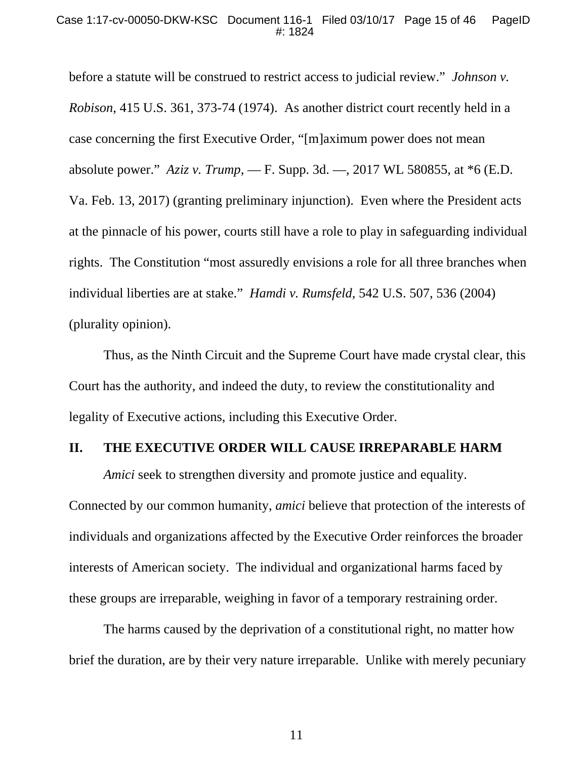before a statute will be construed to restrict access to judicial review." *Johnson v. Robison*, 415 U.S. 361, 373-74 (1974). As another district court recently held in a case concerning the first Executive Order, "[m]aximum power does not mean absolute power." *Aziz v. Trump*, — F. Supp. 3d. —, 2017 WL 580855, at *6 (E.D. Va. Feb. 13, 2017) (granting preliminary injunction). Even where the President acts at the pinnacle of his power, courts still have a role to play in safeguarding individual rights. The Constitution "most assuredly envisions a role for all three branches when individual liberties are at stake." *Hamdi v. Rumsfeld*, 542 U.S. 507, 536 (2004) (plurality opinion).

Thus, as the Ninth Circuit and the Supreme Court have made crystal clear, this Court has the authority, and indeed the duty, to review the constitutionality and legality of Executive actions, including this Executive Order.

## II. THE EXECUTIVE ORDER WILL CAUSE IRREPARABLE HARM

*Amici* seek to strengthen diversity and promote justice and equality. Connected by our common humanity, *amici* believe that protection of the interests of individuals and organizations affected by the Executive Order reinforces the broader interests of American society. The individual and organizational harms faced by these groups are irreparable, weighing in favor of a temporary restraining order.

The harms caused by the deprivation of a constitutional right, no matter how brief the duration, are by their very nature irreparable. Unlike with merely pecuniary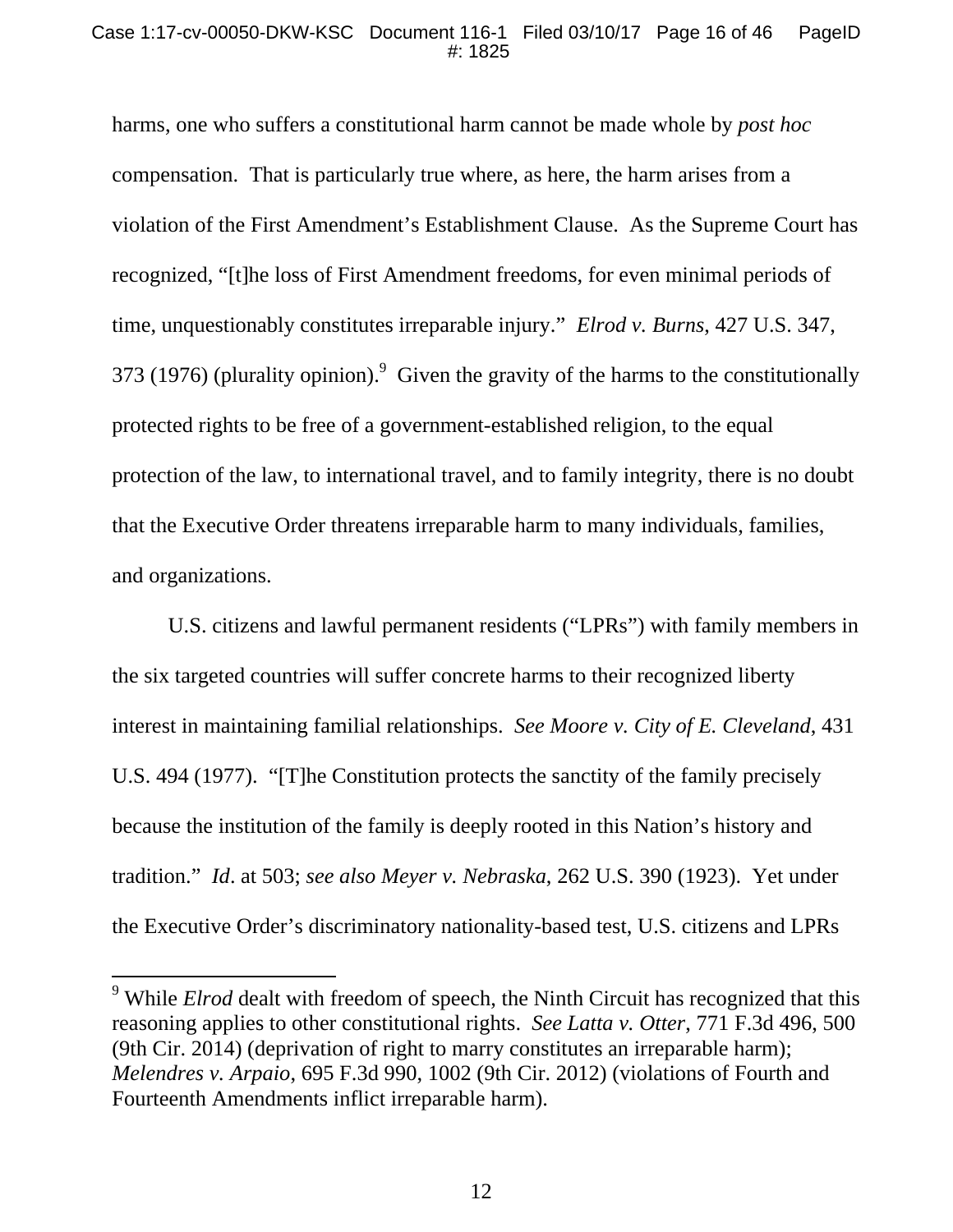harms, one who suffers a constitutional harm cannot be made whole by *post hoc* compensation. That is particularly true where, as here, the harm arises from a violation of the First Amendment's Establishment Clause. As the Supreme Court has recognized, "[t]he loss of First Amendment freedoms, for even minimal periods of time, unquestionably constitutes irreparable injury." *Elrod v. Burns*, 427 U.S. 347, 373 (1976) (plurality opinion).[9] Given the gravity of the harms to the constitutionally protected rights to be free of a government-established religion, to the equal protection of the law, to international travel, and to family integrity, there is no doubt that the Executive Order threatens irreparable harm to many individuals, families, and organizations.

U.S. citizens and lawful permanent residents ("LPRs") with family members in the six targeted countries will suffer concrete harms to their recognized liberty interest in maintaining familial relationships. *See Moore v. City of E. Cleveland*, 431 U.S. 494 (1977). "[T]he Constitution protects the sanctity of the family precisely because the institution of the family is deeply rooted in this Nation's history and tradition." *Id*. at 503; *see also Meyer v. Nebraska*, 262 U.S. 390 (1923). Yet under the Executive Order's discriminatory nationality-based test, U.S. citizens and LPRs

---

[9] While *Elrod* dealt with freedom of speech, the Ninth Circuit has recognized that this reasoning applies to other constitutional rights. *See Latta v. Otter*, 771 F.3d 496, 500 (9th Cir. 2014) (deprivation of right to marry constitutes an irreparable harm); *Melendres v. Arpaio*, 695 F.3d 990, 1002 (9th Cir. 2012) (violations of Fourth and Fourteenth Amendments inflict irreparable harm).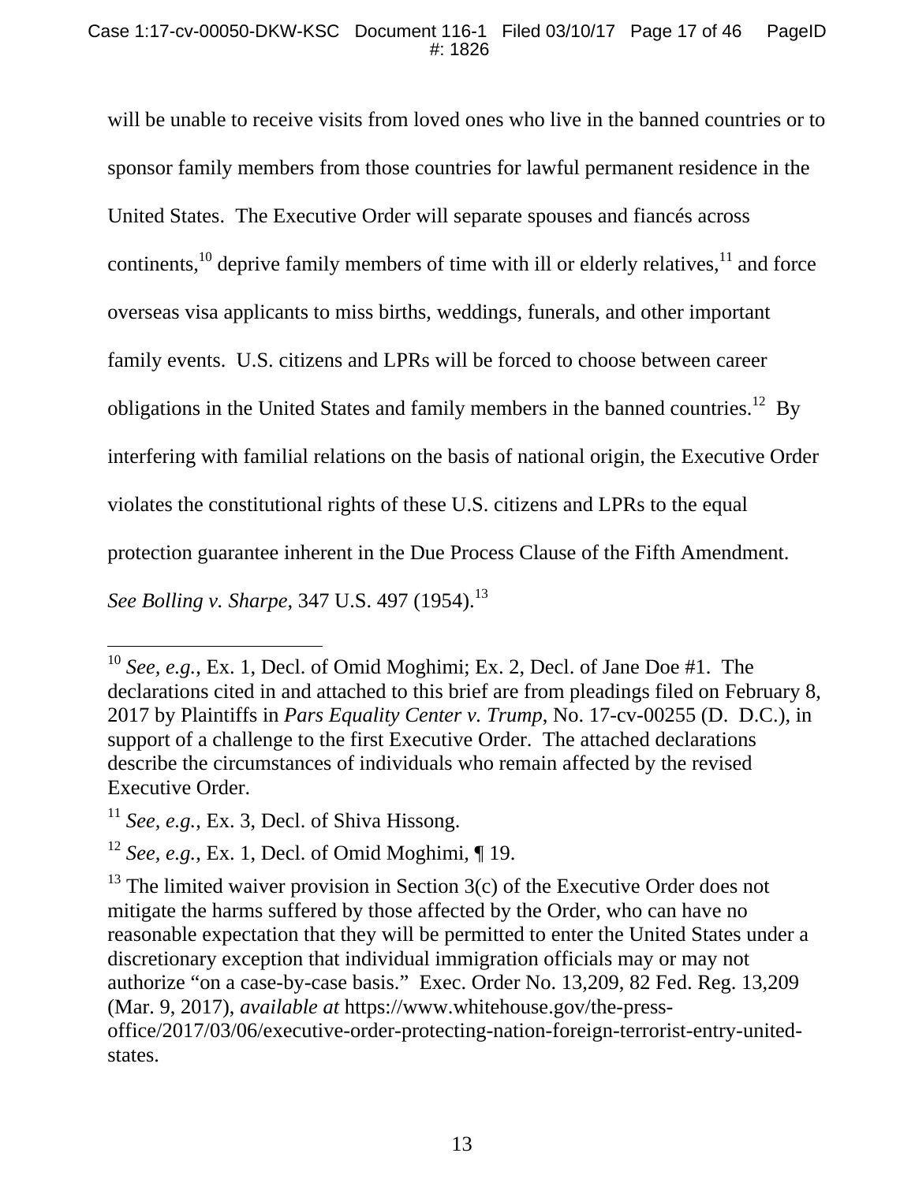will be unable to receive visits from loved ones who live in the banned countries or to sponsor family members from those countries for lawful permanent residence in the United States. The Executive Order will separate spouses and fiancés across continents,[10] deprive family members of time with ill or elderly relatives,[11] and force overseas visa applicants to miss births, weddings, funerals, and other important family events. U.S. citizens and LPRs will be forced to choose between career obligations in the United States and family members in the banned countries.[12] By interfering with familial relations on the basis of national origin, the Executive Order violates the constitutional rights of these U.S. citizens and LPRs to the equal protection guarantee inherent in the Due Process Clause of the Fifth Amendment. *See Bolling v. Sharpe*, 347 U.S. 497 (1954).[13]

---

[10] *See, e.g.*, Ex. 1, Decl. of Omid Moghimi; Ex. 2, Decl. of Jane Doe #1. The declarations cited in and attached to this brief are from pleadings filed on February 8, 2017 by Plaintiffs in *Pars Equality Center v. Trump*, No. 17-cv-00255 (D. D.C.), in support of a challenge to the first Executive Order. The attached declarations describe the circumstances of individuals who remain affected by the revised Executive Order.

[11] *See, e.g.*, Ex. 3, Decl. of Shiva Hissong.

[12] *See, e.g.*, Ex. 1, Decl. of Omid Moghimi, ¶ 19.

[13] The limited waiver provision in Section 3(c) of the Executive Order does not mitigate the harms suffered by those affected by the Order, who can have no reasonable expectation that they will be permitted to enter the United States under a discretionary exception that individual immigration officials may or may not authorize "on a case-by-case basis." Exec. Order No. 13,209, 82 Fed. Reg. 13,209 (Mar. 9, 2017), *available at* https://www.whitehouse.gov/the-press-office/2017/03/06/executive-order-protecting-nation-foreign-terrorist-entry-united-states.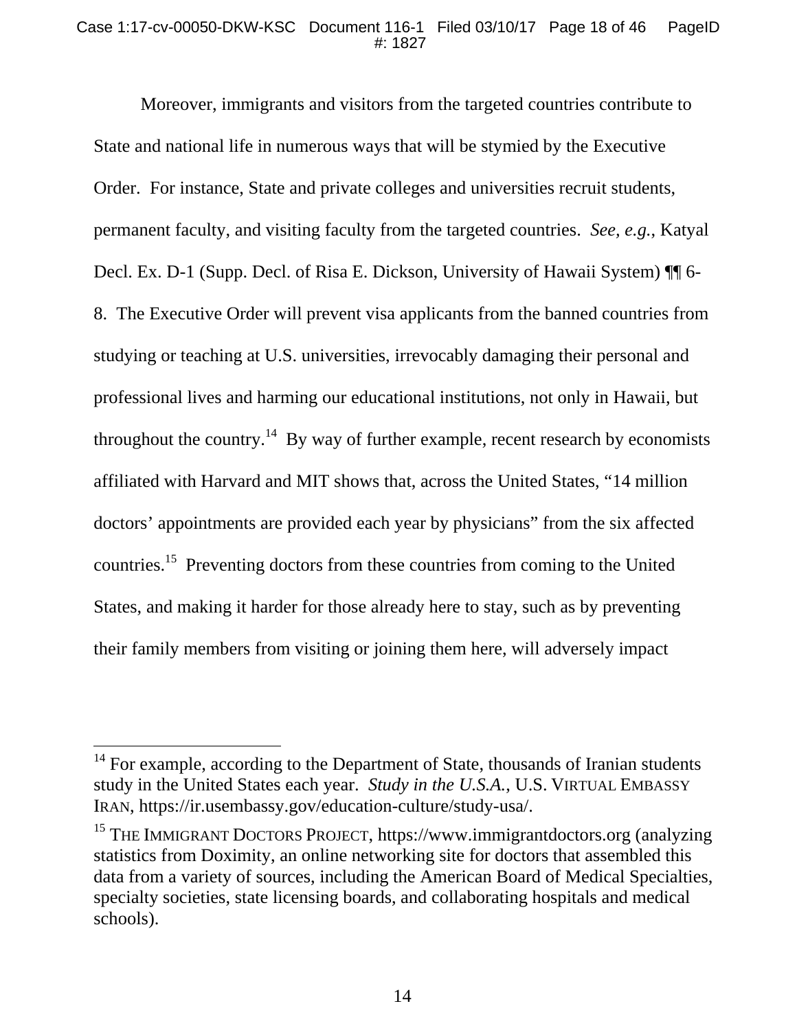Moreover, immigrants and visitors from the targeted countries contribute to State and national life in numerous ways that will be stymied by the Executive Order. For instance, State and private colleges and universities recruit students, permanent faculty, and visiting faculty from the targeted countries. *See, e.g.*, Katyal Decl. Ex. D-1 (Supp. Decl. of Risa E. Dickson, University of Hawaii System) ¶¶ 6-8. The Executive Order will prevent visa applicants from the banned countries from studying or teaching at U.S. universities, irrevocably damaging their personal and professional lives and harming our educational institutions, not only in Hawaii, but throughout the country.[14] By way of further example, recent research by economists affiliated with Harvard and MIT shows that, across the United States, "14 million doctors' appointments are provided each year by physicians" from the six affected countries.[15] Preventing doctors from these countries from coming to the United States, and making it harder for those already here to stay, such as by preventing their family members from visiting or joining them here, will adversely impact

---

[14] For example, according to the Department of State, thousands of Iranian students study in the United States each year. *Study in the U.S.A.*, U.S. VIRTUAL EMBASSY IRAN, https://ir.usembassy.gov/education-culture/study-usa/.

[15] THE IMMIGRANT DOCTORS PROJECT, https://www.immigrantdoctors.org (analyzing statistics from Doximity, an online networking site for doctors that assembled this data from a variety of sources, including the American Board of Medical Specialties, specialty societies, state licensing boards, and collaborating hospitals and medical schools).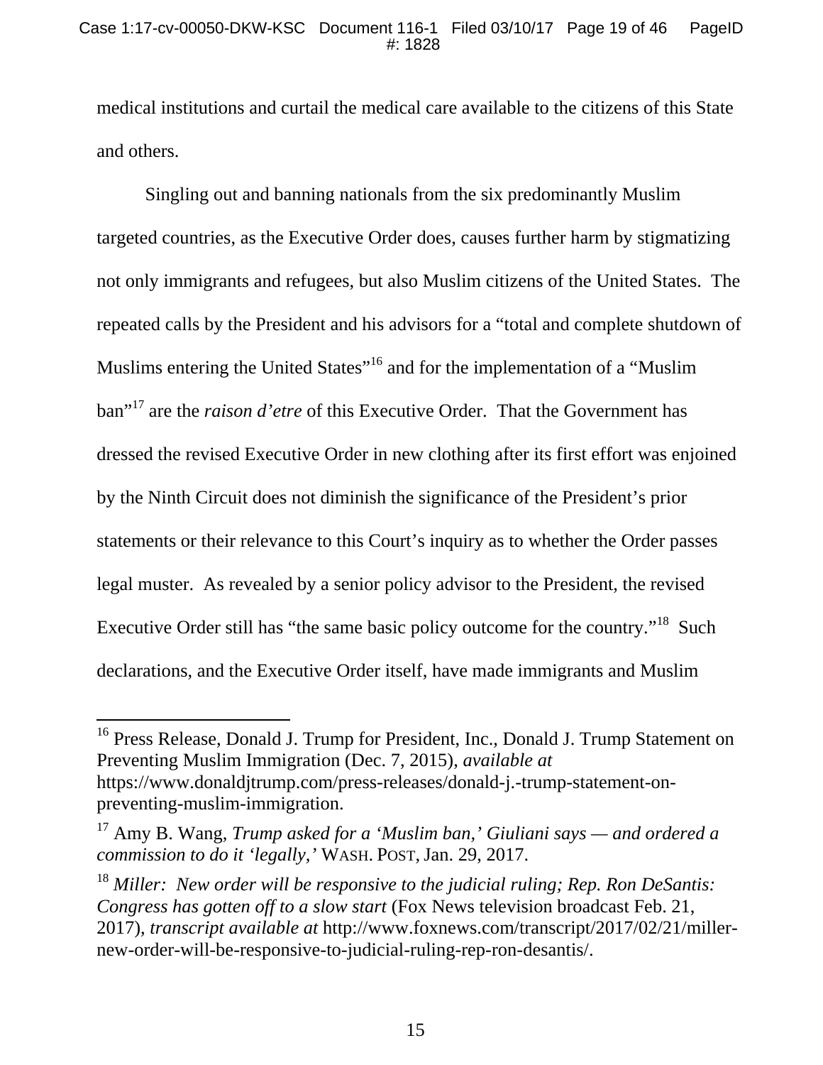medical institutions and curtail the medical care available to the citizens of this State and others.

Singling out and banning nationals from the six predominantly Muslim targeted countries, as the Executive Order does, causes further harm by stigmatizing not only immigrants and refugees, but also Muslim citizens of the United States. The repeated calls by the President and his advisors for a "total and complete shutdown of Muslims entering the United States"[16] and for the implementation of a "Muslim ban"[17] are the *raison d'etre* of this Executive Order. That the Government has dressed the revised Executive Order in new clothing after its first effort was enjoined by the Ninth Circuit does not diminish the significance of the President's prior statements or their relevance to this Court's inquiry as to whether the Order passes legal muster. As revealed by a senior policy advisor to the President, the revised Executive Order still has "the same basic policy outcome for the country."[18] Such declarations, and the Executive Order itself, have made immigrants and Muslim

---

[16] Press Release, Donald J. Trump for President, Inc., Donald J. Trump Statement on Preventing Muslim Immigration (Dec. 7, 2015), *available at* https://www.donaldjtrump.com/press-releases/donald-j.-trump-statement-on-preventing-muslim-immigration.

[17] Amy B. Wang, *Trump asked for a 'Muslim ban,' Giuliani says — and ordered a commission to do it 'legally,'* WASH. POST, Jan. 29, 2017.

[18] *Miller: New order will be responsive to the judicial ruling; Rep. Ron DeSantis: Congress has gotten off to a slow start* (Fox News television broadcast Feb. 21, 2017), *transcript available at* http://www.foxnews.com/transcript/2017/02/21/miller-new-order-will-be-responsive-to-judicial-ruling-rep-ron-desantis/.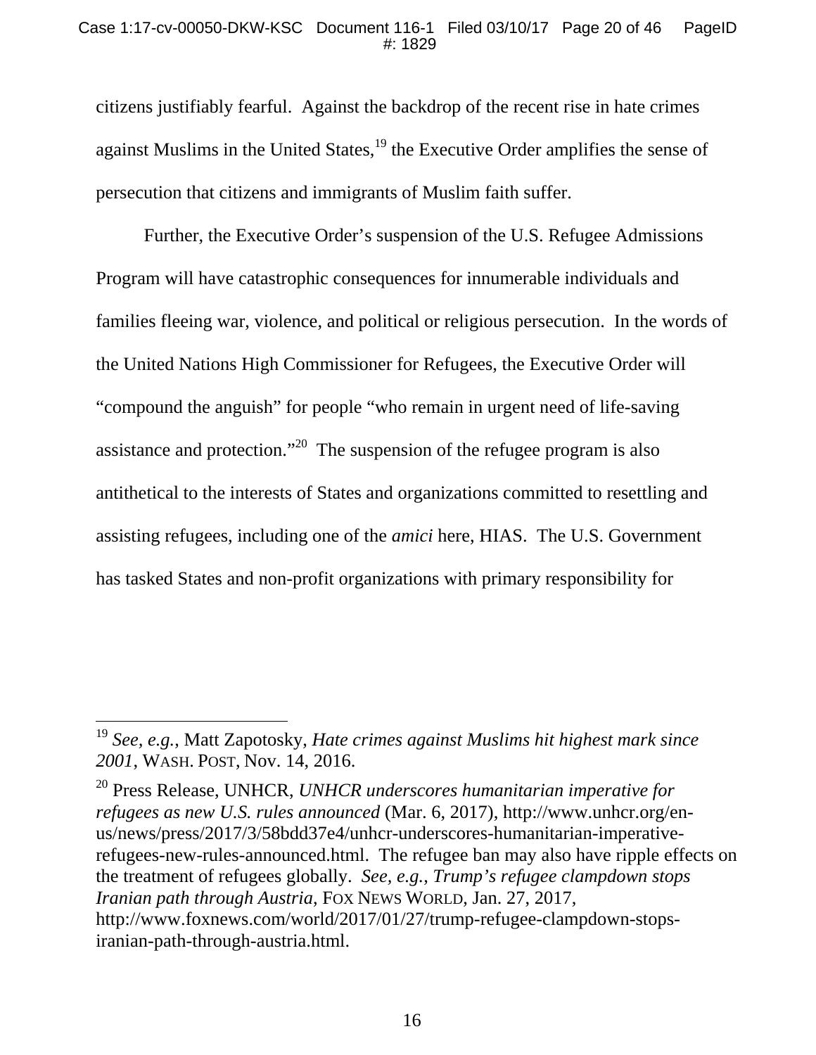citizens justifiably fearful. Against the backdrop of the recent rise in hate crimes against Muslims in the United States,[19] the Executive Order amplifies the sense of persecution that citizens and immigrants of Muslim faith suffer.

Further, the Executive Order's suspension of the U.S. Refugee Admissions Program will have catastrophic consequences for innumerable individuals and families fleeing war, violence, and political or religious persecution. In the words of the United Nations High Commissioner for Refugees, the Executive Order will "compound the anguish" for people "who remain in urgent need of life-saving assistance and protection."[20] The suspension of the refugee program is also antithetical to the interests of States and organizations committed to resettling and assisting refugees, including one of the *amici* here, HIAS. The U.S. Government has tasked States and non-profit organizations with primary responsibility for

---

[19] *See, e.g.*, Matt Zapotosky, *Hate crimes against Muslims hit highest mark since 2001*, WASH. POST, Nov. 14, 2016.

[20] Press Release, UNHCR, *UNHCR underscores humanitarian imperative for refugees as new U.S. rules announced* (Mar. 6, 2017), http://www.unhcr.org/en-us/news/press/2017/3/58bdd37e4/unhcr-underscores-humanitarian-imperative-refugees-new-rules-announced.html. The refugee ban may also have ripple effects on the treatment of refugees globally. *See, e.g.*, *Trump's refugee clampdown stops Iranian path through Austria*, FOX NEWS WORLD, Jan. 27, 2017, http://www.foxnews.com/world/2017/01/27/trump-refugee-clampdown-stops-iranian-path-through-austria.html.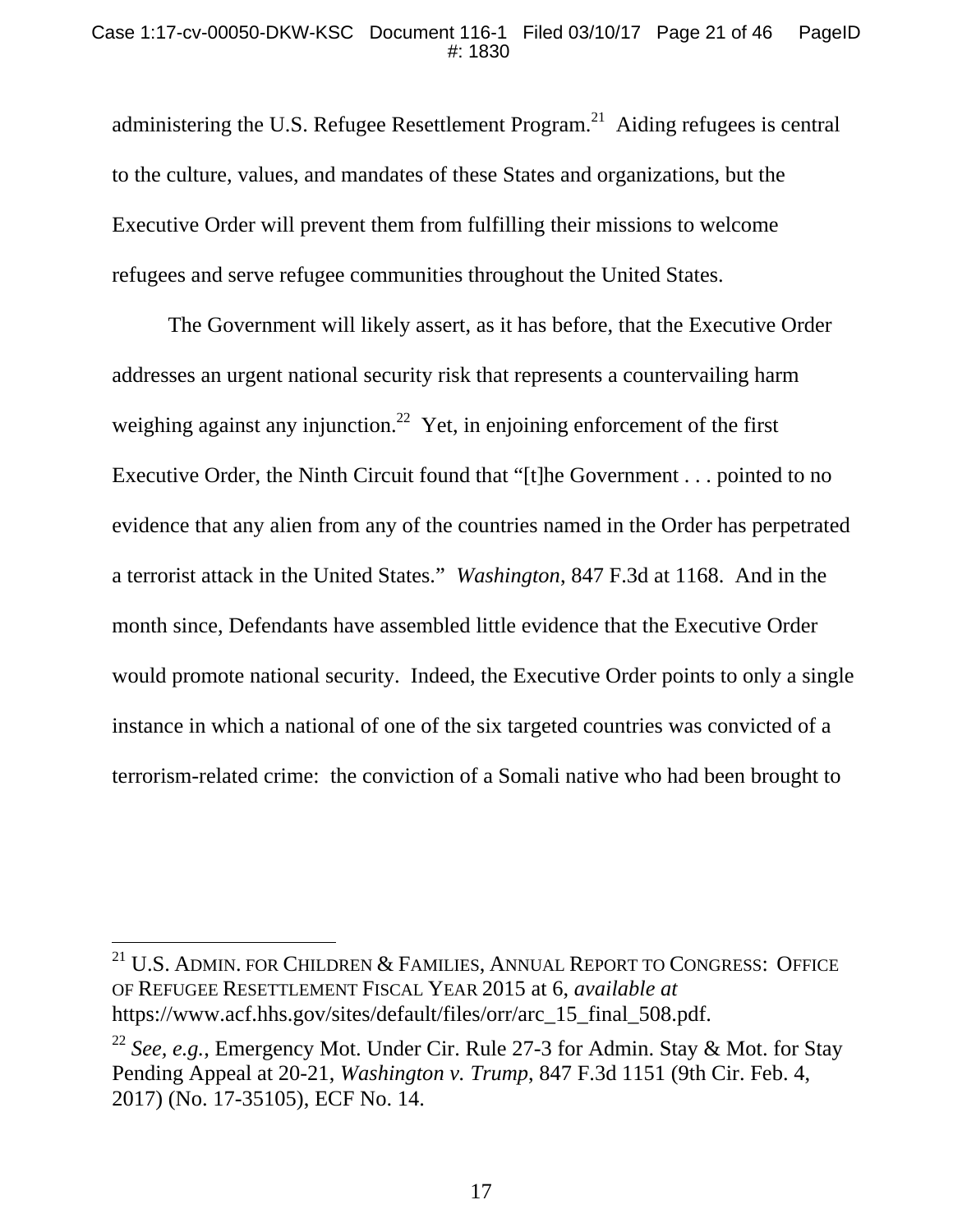administering the U.S. Refugee Resettlement Program.[21] Aiding refugees is central to the culture, values, and mandates of these States and organizations, but the Executive Order will prevent them from fulfilling their missions to welcome refugees and serve refugee communities throughout the United States.

The Government will likely assert, as it has before, that the Executive Order addresses an urgent national security risk that represents a countervailing harm weighing against any injunction.[22] Yet, in enjoining enforcement of the first Executive Order, the Ninth Circuit found that "[t]he Government . . . pointed to no evidence that any alien from any of the countries named in the Order has perpetrated a terrorist attack in the United States." *Washington*, 847 F.3d at 1168. And in the month since, Defendants have assembled little evidence that the Executive Order would promote national security. Indeed, the Executive Order points to only a single instance in which a national of one of the six targeted countries was convicted of a terrorism-related crime: the conviction of a Somali native who had been brought to

---

[21] U.S. ADMIN. FOR CHILDREN & FAMILIES, ANNUAL REPORT TO CONGRESS: OFFICE OF REFUGEE RESETTLEMENT FISCAL YEAR 2015 at 6, *available at* https://www.acf.hhs.gov/sites/default/files/orr/arc_15_final_508.pdf.

[22] *See, e.g.*, Emergency Mot. Under Cir. Rule 27-3 for Admin. Stay & Mot. for Stay Pending Appeal at 20-21, *Washington v. Trump*, 847 F.3d 1151 (9th Cir. Feb. 4, 2017) (No. 17-35105), ECF No. 14.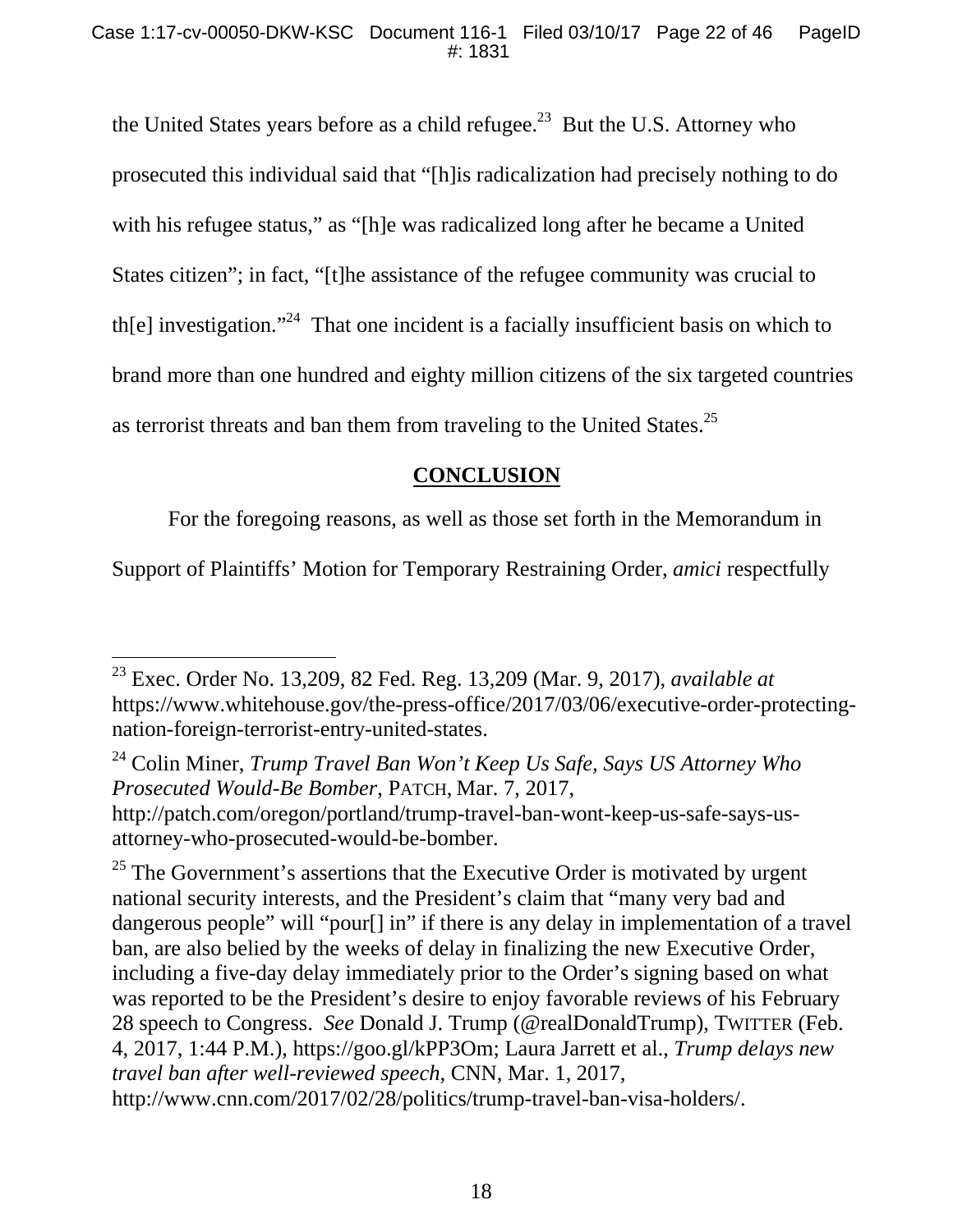the United States years before as a child refugee.[23] But the U.S. Attorney who prosecuted this individual said that "[h]is radicalization had precisely nothing to do with his refugee status," as "[h]e was radicalized long after he became a United States citizen"; in fact, "[t]he assistance of the refugee community was crucial to th[e] investigation."[24] That one incident is a facially insufficient basis on which to brand more than one hundred and eighty million citizens of the six targeted countries as terrorist threats and ban them from traveling to the United States.[25]

## CONCLUSION

For the foregoing reasons, as well as those set forth in the Memorandum in Support of Plaintiffs' Motion for Temporary Restraining Order, *amici* respectfully

---

[23] Exec. Order No. 13,209, 82 Fed. Reg. 13,209 (Mar. 9, 2017), *available at* https://www.whitehouse.gov/the-press-office/2017/03/06/executive-order-protecting-nation-foreign-terrorist-entry-united-states.

[24] Colin Miner, *Trump Travel Ban Won't Keep Us Safe, Says US Attorney Who Prosecuted Would-Be Bomber*, PATCH, Mar. 7, 2017, http://patch.com/oregon/portland/trump-travel-ban-wont-keep-us-safe-says-us-attorney-who-prosecuted-would-be-bomber.

[25] The Government's assertions that the Executive Order is motivated by urgent national security interests, and the President's claim that "many very bad and dangerous people" will "pour[] in" if there is any delay in implementation of a travel ban, are also belied by the weeks of delay in finalizing the new Executive Order, including a five-day delay immediately prior to the Order's signing based on what was reported to be the President's desire to enjoy favorable reviews of his February 28 speech to Congress. *See* Donald J. Trump (@realDonaldTrump), TWITTER (Feb. 4, 2017, 1:44 P.M.), https://goo.gl/kPP3Om; Laura Jarrett et al., *Trump delays new travel ban after well-reviewed speech*, CNN, Mar. 1, 2017, http://www.cnn.com/2017/02/28/politics/trump-travel-ban-visa-holders/.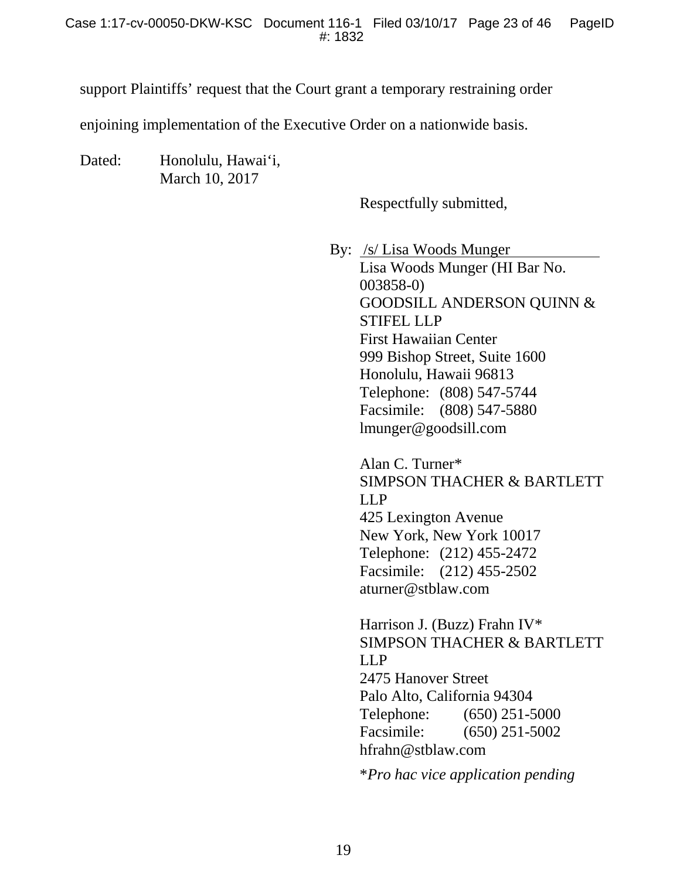support Plaintiffs' request that the Court grant a temporary restraining order enjoining implementation of the Executive Order on a nationwide basis.

Dated: Honolulu, Hawai'i,
March 10, 2017

Respectfully submitted,

By: /s/ Lisa Woods Munger

Lisa Woods Munger (HI Bar No. 003858-0)
GOODSILL ANDERSON QUINN & STIFEL LLP
First Hawaiian Center
999 Bishop Street, Suite 1600
Honolulu, Hawaii 96813
Telephone: (808) 547-5744
Facsimile: (808) 547-5880
lmunger@goodsill.com

Alan C. Turner*
SIMPSON THACHER & BARTLETT LLP
425 Lexington Avenue
New York, New York 10017
Telephone: (212) 455-2472
Facsimile: (212) 455-2502
aturner@stblaw.com

Harrison J. (Buzz) Frahn IV*
SIMPSON THACHER & BARTLETT LLP
2475 Hanover Street
Palo Alto, California 94304
Telephone: (650) 251-5000
Facsimile: (650) 251-5002
hfrahn@stblaw.com

**Pro hac vice application pending*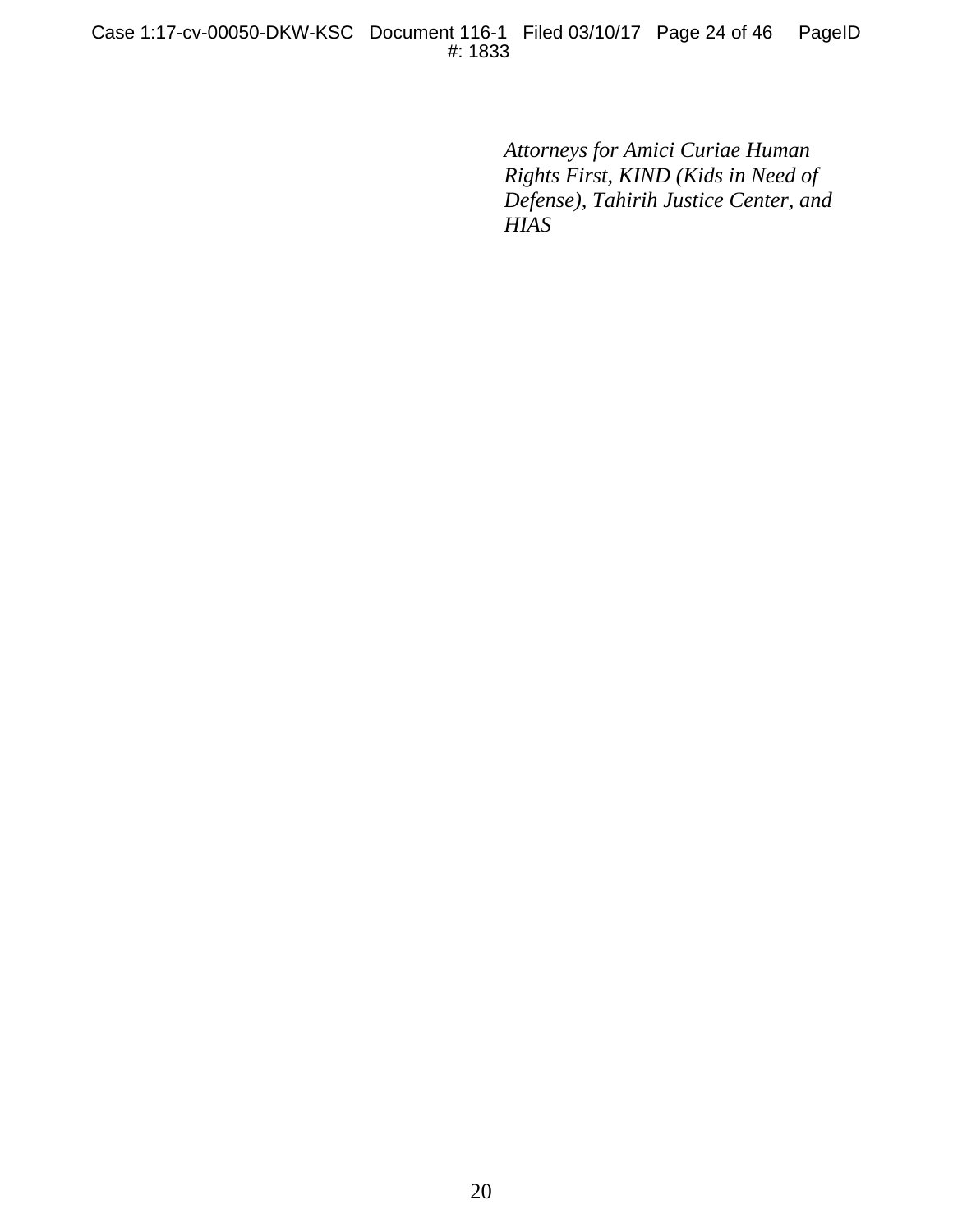*Attorneys for Amici Curiae Human Rights First, KIND (Kids in Need of Defense), Tahirih Justice Center, and HIAS*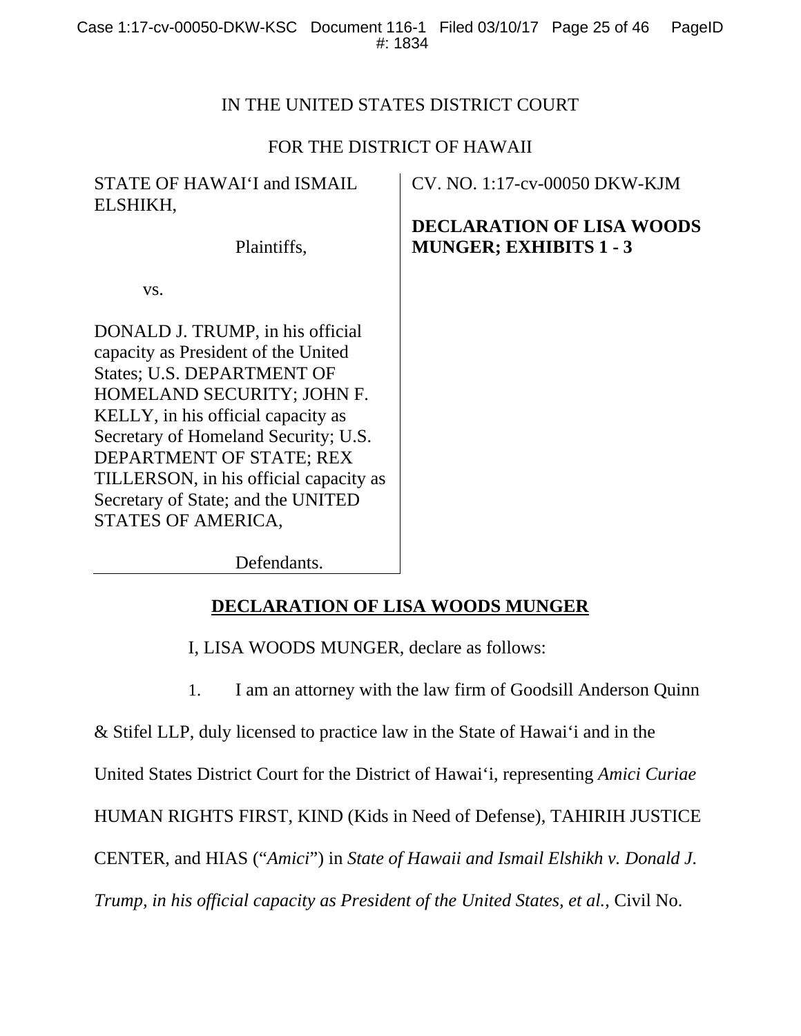IN THE UNITED STATES DISTRICT COURT

FOR THE DISTRICT OF HAWAII

| | |
|---|---|
| STATE OF HAWAI'I and ISMAIL ELSHIKH,<br><br>Plaintiffs,<br><br>vs.<br><br>DONALD J. TRUMP, in his official capacity as President of the United States; U.S. DEPARTMENT OF HOMELAND SECURITY; JOHN F. KELLY, in his official capacity as Secretary of Homeland Security; U.S. DEPARTMENT OF STATE; REX TILLERSON, in his official capacity as Secretary of State; and the UNITED STATES OF AMERICA,<br><br>Defendants. | CV. NO. 1:17-cv-00050 DKW-KJM<br><br>**DECLARATION OF LISA WOODS MUNGER; EXHIBITS 1 - 3** |

**DECLARATION OF LISA WOODS MUNGER**

I, LISA WOODS MUNGER, declare as follows:

1. I am an attorney with the law firm of Goodsill Anderson Quinn & Stifel LLP, duly licensed to practice law in the State of Hawai'i and in the United States District Court for the District of Hawai'i, representing *Amici Curiae* HUMAN RIGHTS FIRST, KIND (Kids in Need of Defense), TAHIRIH JUSTICE CENTER, and HIAS ("*Amici*") in *State of Hawaii and Ismail Elshikh v. Donald J. Trump, in his official capacity as President of the United States, et al.*, Civil No.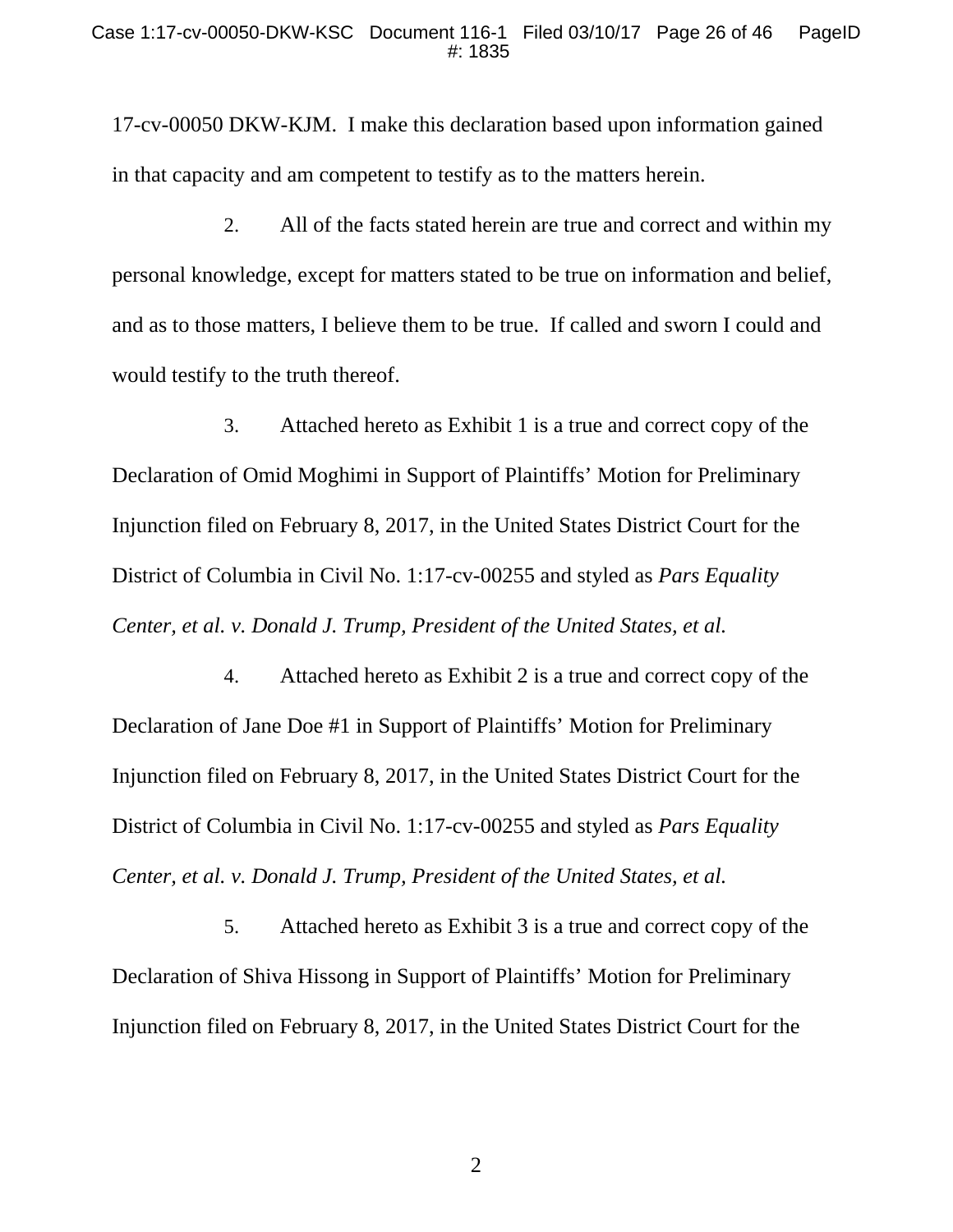17-cv-00050 DKW-KJM. I make this declaration based upon information gained in that capacity and am competent to testify as to the matters herein.

2. All of the facts stated herein are true and correct and within my personal knowledge, except for matters stated to be true on information and belief, and as to those matters, I believe them to be true. If called and sworn I could and would testify to the truth thereof.

3. Attached hereto as Exhibit 1 is a true and correct copy of the Declaration of Omid Moghimi in Support of Plaintiffs' Motion for Preliminary Injunction filed on February 8, 2017, in the United States District Court for the District of Columbia in Civil No. 1:17-cv-00255 and styled as *Pars Equality Center, et al. v. Donald J. Trump, President of the United States, et al.*

4. Attached hereto as Exhibit 2 is a true and correct copy of the Declaration of Jane Doe #1 in Support of Plaintiffs' Motion for Preliminary Injunction filed on February 8, 2017, in the United States District Court for the District of Columbia in Civil No. 1:17-cv-00255 and styled as *Pars Equality Center, et al. v. Donald J. Trump, President of the United States, et al.*

5. Attached hereto as Exhibit 3 is a true and correct copy of the Declaration of Shiva Hissong in Support of Plaintiffs' Motion for Preliminary Injunction filed on February 8, 2017, in the United States District Court for the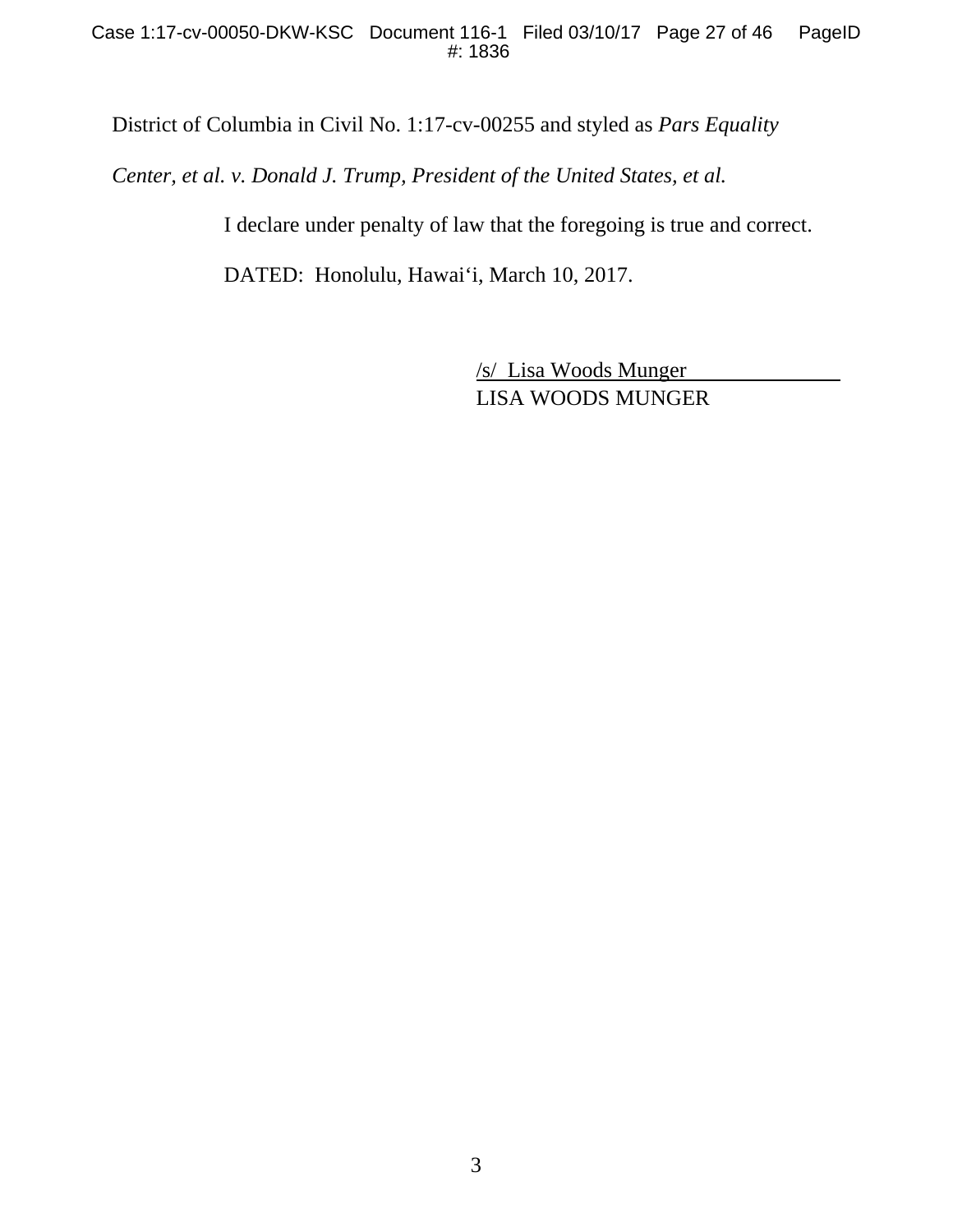District of Columbia in Civil No. 1:17-cv-00255 and styled as *Pars Equality Center, et al. v. Donald J. Trump, President of the United States, et al.*

I declare under penalty of law that the foregoing is true and correct.

DATED: Honolulu, Hawai‘i, March 10, 2017.

/s/ Lisa Woods Munger
LISA WOODS MUNGER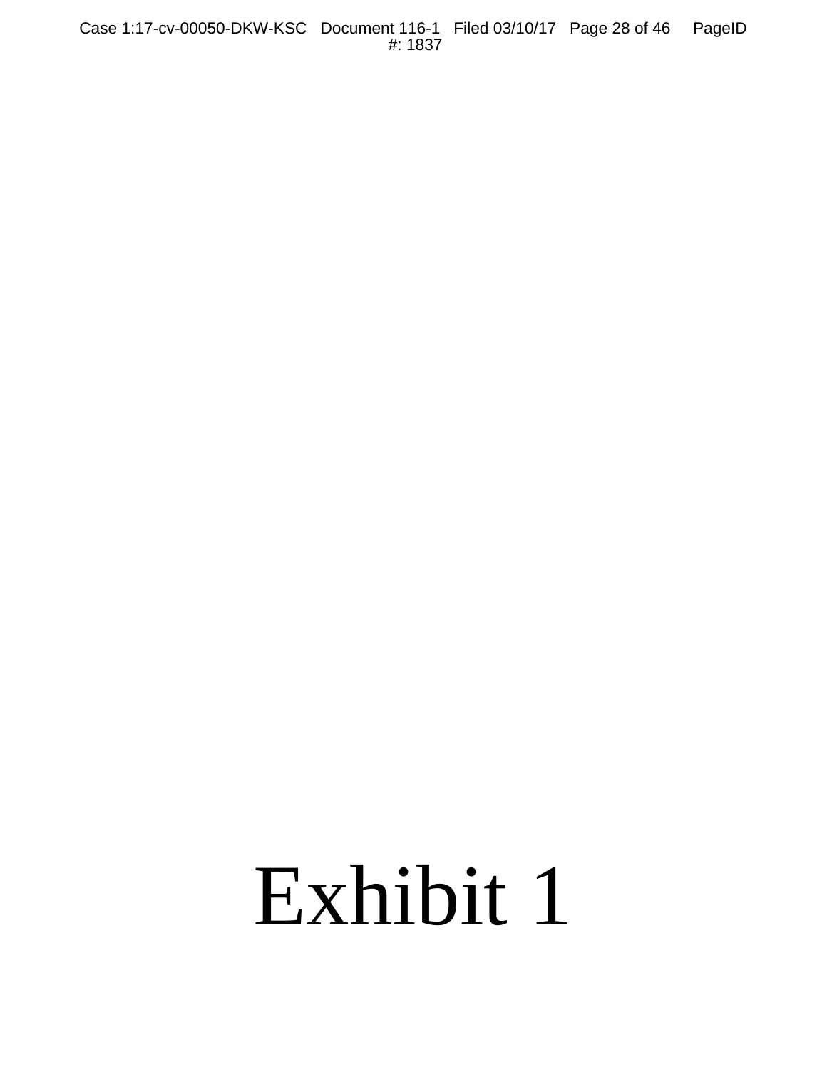# Exhibit 1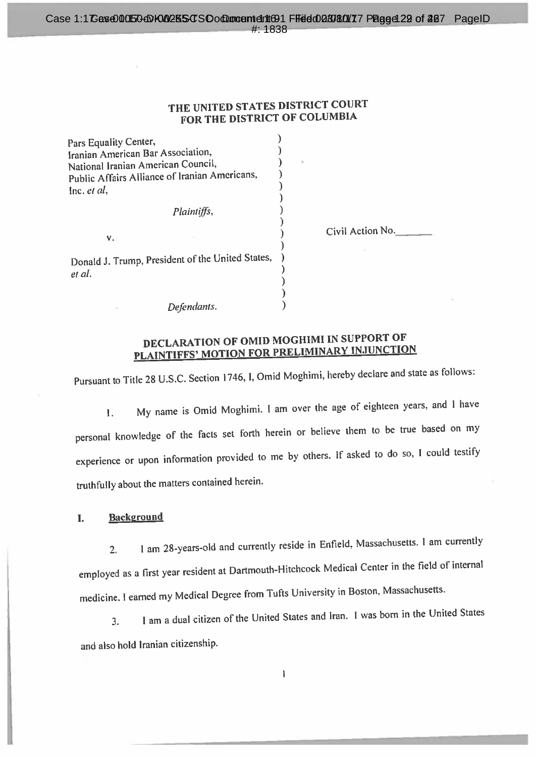# THE UNITED STATES DISTRICT COURT FOR THE DISTRICT OF COLUMBIA

Pars Equality Center,
Iranian American Bar Association,
National Iranian American Council,
Public Affairs Alliance of Iranian Americans, Inc. *et al*,

*Plaintiffs*,

v.

Donald J. Trump, President of the United States, *et al.*

*Defendants*.

Civil Action No.\_\_\_\_\_\_\_

## DECLARATION OF OMID MOGHIMI IN SUPPORT OF PLAINTIFFS' MOTION FOR PRELIMINARY INJUNCTION

Pursuant to Title 28 U.S.C. Section 1746, I, Omid Moghimi, hereby declare and state as follows:

1. My name is Omid Moghimi. I am over the age of eighteen years, and I have personal knowledge of the facts set forth herein or believe them to be true based on my experience or upon information provided to me by others. If asked to do so, I could testify truthfully about the matters contained herein.

### I. Background

2. I am 28-years-old and currently reside in Enfield, Massachusetts. I am currently employed as a first year resident at Dartmouth-Hitchcock Medical Center in the field of internal medicine. I earned my Medical Degree from Tufts University in Boston, Massachusetts.

3. I am a dual citizen of the United States and Iran. I was born in the United States and also hold Iranian citizenship.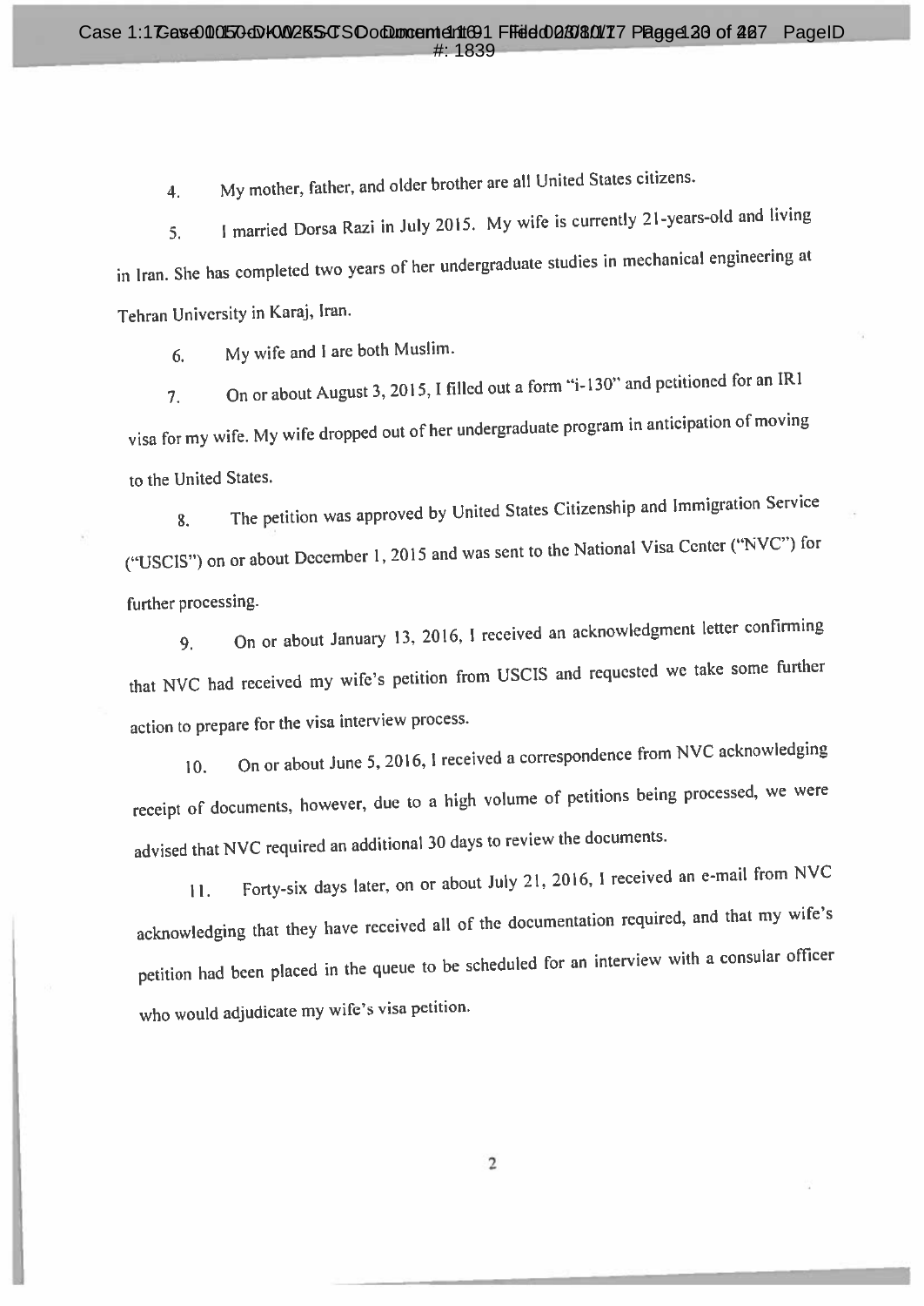4. My mother, father, and older brother are all United States citizens.

5. I married Dorsa Razi in July 2015. My wife is currently 21-years-old and living in Iran. She has completed two years of her undergraduate studies in mechanical engineering at Tehran University in Karaj, Iran.

6. My wife and I are both Muslim.

7. On or about August 3, 2015, I filled out a form "i-130" and petitioned for an IR1 visa for my wife. My wife dropped out of her undergraduate program in anticipation of moving to the United States.

8. The petition was approved by United States Citizenship and Immigration Service ("USCIS") on or about December 1, 2015 and was sent to the National Visa Center ("NVC") for further processing.

9. On or about January 13, 2016, I received an acknowledgment letter confirming that NVC had received my wife's petition from USCIS and requested we take some further action to prepare for the visa interview process.

10. On or about June 5, 2016, I received a correspondence from NVC acknowledging receipt of documents, however, due to a high volume of petitions being processed, we were advised that NVC required an additional 30 days to review the documents.

11. Forty-six days later, on or about July 21, 2016, I received an e-mail from NVC acknowledging that they have received all of the documentation required, and that my wife's petition had been placed in the queue to be scheduled for an interview with a consular officer who would adjudicate my wife's visa petition.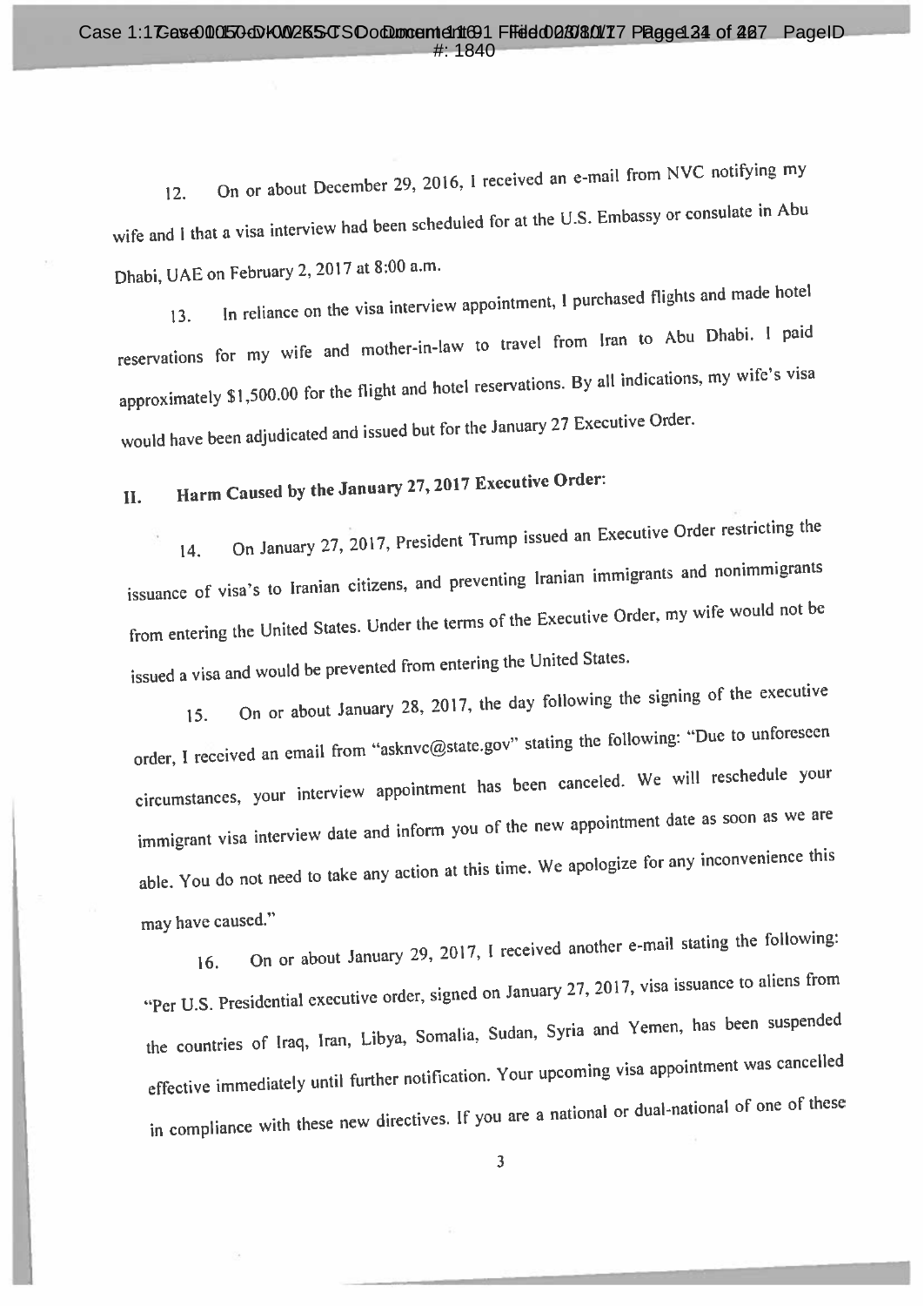12. On or about December 29, 2016, I received an e-mail from NVC notifying my wife and I that a visa interview had been scheduled for at the U.S. Embassy or consulate in Abu Dhabi, UAE on February 2, 2017 at 8:00 a.m.

13. In reliance on the visa interview appointment, I purchased flights and made hotel reservations for my wife and mother-in-law to travel from Iran to Abu Dhabi. I paid approximately $1,500.00 for the flight and hotel reservations. By all indications, my wife's visa would have been adjudicated and issued but for the January 27 Executive Order.

## II. Harm Caused by the January 27, 2017 Executive Order:

14. On January 27, 2017, President Trump issued an Executive Order restricting the issuance of visa's to Iranian citizens, and preventing Iranian immigrants and nonimmigrants from entering the United States. Under the terms of the Executive Order, my wife would not be issued a visa and would be prevented from entering the United States.

15. On or about January 28, 2017, the day following the signing of the executive order, I received an email from "asknvc@state.gov" stating the following: "Due to unforeseen circumstances, your interview appointment has been canceled. We will reschedule your immigrant visa interview date and inform you of the new appointment date as soon as we are able. You do not need to take any action at this time. We apologize for any inconvenience this may have caused."

16. On or about January 29, 2017, I received another e-mail stating the following: "Per U.S. Presidential executive order, signed on January 27, 2017, visa issuance to aliens from the countries of Iraq, Iran, Libya, Somalia, Sudan, Syria and Yemen, has been suspended effective immediately until further notification. Your upcoming visa appointment was cancelled in compliance with these new directives. If you are a national or dual-national of one of these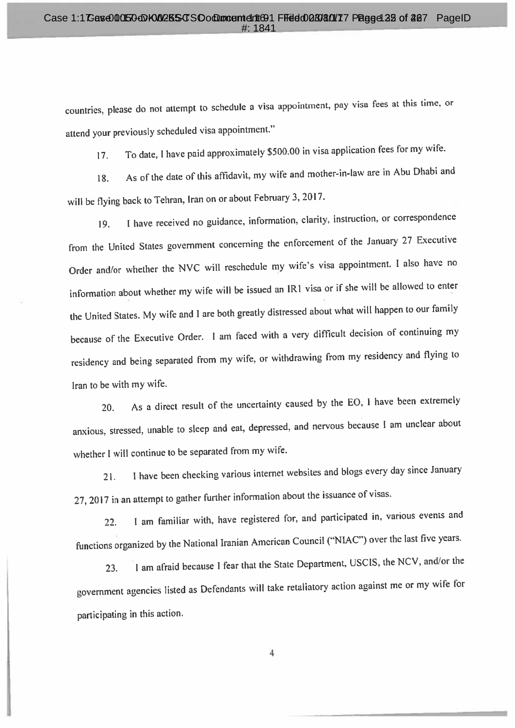countries, please do not attempt to schedule a visa appointment, pay visa fees at this time, or attend your previously scheduled visa appointment."

17. To date, I have paid approximately $500.00 in visa application fees for my wife.

18. As of the date of this affidavit, my wife and mother-in-law are in Abu Dhabi and will be flying back to Tehran, Iran on or about February 3, 2017.

19. I have received no guidance, information, clarity, instruction, or correspondence from the United States government concerning the enforcement of the January 27 Executive Order and/or whether the NVC will reschedule my wife's visa appointment. I also have no information about whether my wife will be issued an IR1 visa or if she will be allowed to enter the United States. My wife and I are both greatly distressed about what will happen to our family because of the Executive Order. I am faced with a very difficult decision of continuing my residency and being separated from my wife, or withdrawing from my residency and flying to Iran to be with my wife.

20. As a direct result of the uncertainty caused by the EO, I have been extremely anxious, stressed, unable to sleep and eat, depressed, and nervous because I am unclear about whether I will continue to be separated from my wife.

21. I have been checking various internet websites and blogs every day since January 27, 2017 in an attempt to gather further information about the issuance of visas.

22. I am familiar with, have registered for, and participated in, various events and functions organized by the National Iranian American Council ("NIAC") over the last five years.

23. I am afraid because I fear that the State Department, USCIS, the NCV, and/or the government agencies listed as Defendants will take retaliatory action against me or my wife for participating in this action.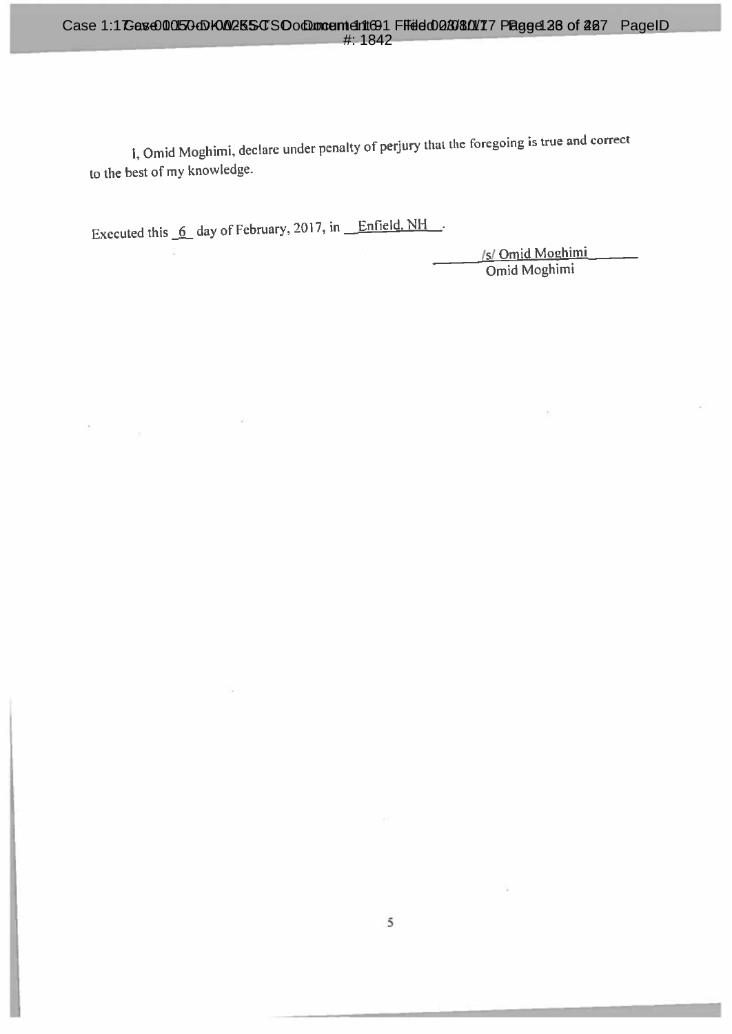I, Omid Moghimi, declare under penalty of perjury that the foregoing is true and correct to the best of my knowledge.

Executed this _6_ day of February, 2017, in _Enfield, NH_.

/s/ Omid Moghimi
Omid Moghimi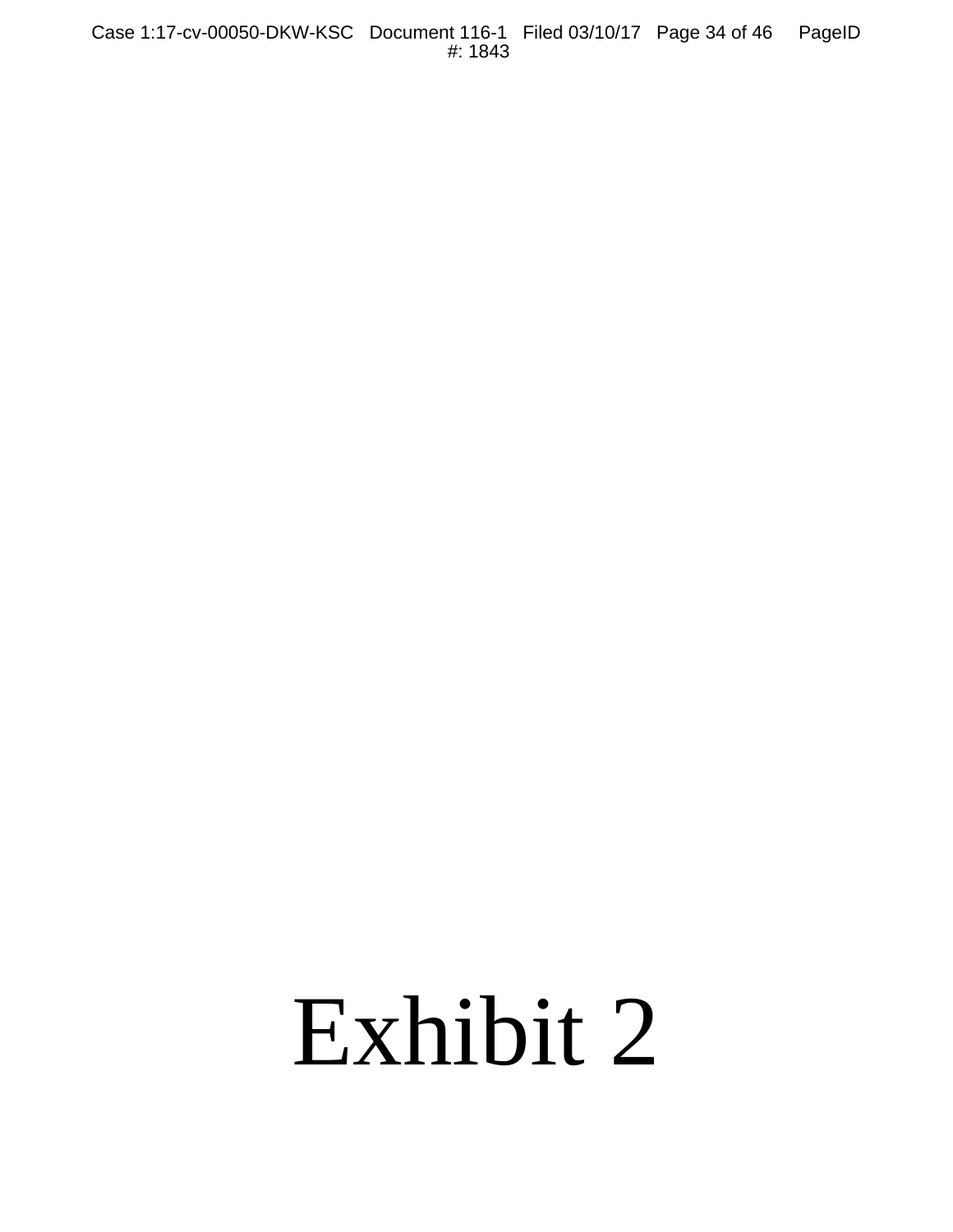# Exhibit 2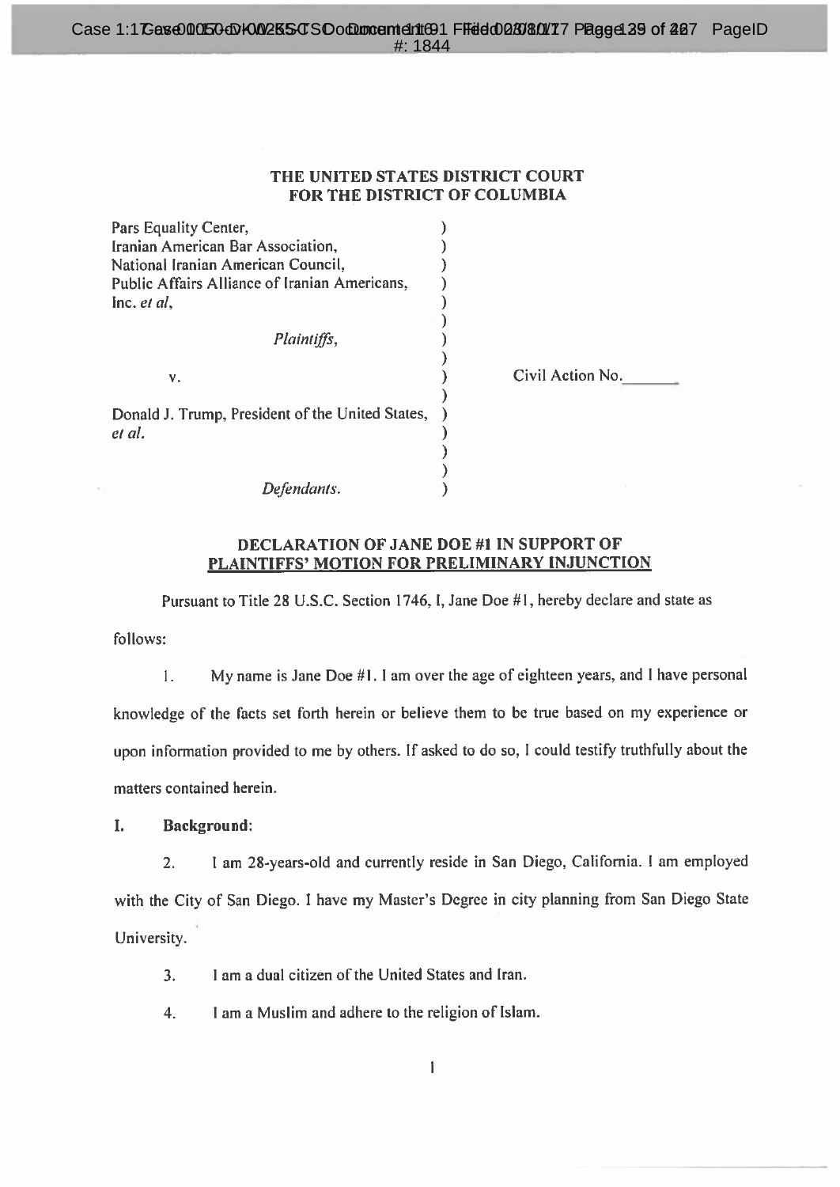**THE UNITED STATES DISTRICT COURT**
**FOR THE DISTRICT OF COLUMBIA**

| | | |
|---|---|---|
| Pars Equality Center, Iranian American Bar Association, National Iranian American Council, Public Affairs Alliance of Iranian Americans, Inc. *et al*, | ) | |
| *Plaintiffs*, | ) | |
| v. | ) | Civil Action No.\_\_\_\_\_\_\_ |
| Donald J. Trump, President of the United States, *et al.* | ) | |
| *Defendants.* | ) | |

**DECLARATION OF JANE DOE #1 IN SUPPORT OF PLAINTIFFS' MOTION FOR PRELIMINARY INJUNCTION**

Pursuant to Title 28 U.S.C. Section 1746, I, Jane Doe #1, hereby declare and state as follows:

1. My name is Jane Doe #1. I am over the age of eighteen years, and I have personal knowledge of the facts set forth herein or believe them to be true based on my experience or upon information provided to me by others. If asked to do so, I could testify truthfully about the matters contained herein.

**I. Background:**

2. I am 28-years-old and currently reside in San Diego, California. I am employed with the City of San Diego. I have my Master's Degree in city planning from San Diego State University.

3. I am a dual citizen of the United States and Iran.

4. I am a Muslim and adhere to the religion of Islam.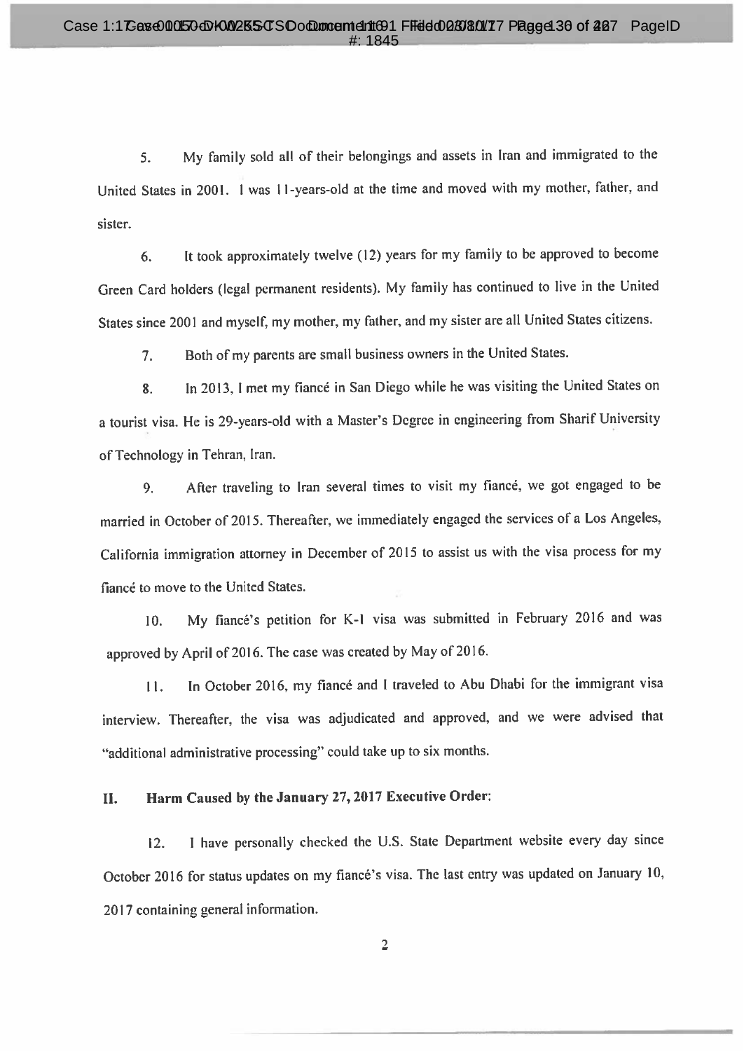5. My family sold all of their belongings and assets in Iran and immigrated to the United States in 2001. I was 11-years-old at the time and moved with my mother, father, and sister.

6. It took approximately twelve (12) years for my family to be approved to become Green Card holders (legal permanent residents). My family has continued to live in the United States since 2001 and myself, my mother, my father, and my sister are all United States citizens.

7. Both of my parents are small business owners in the United States.

8. In 2013, I met my fiancé in San Diego while he was visiting the United States on a tourist visa. He is 29-years-old with a Master's Degree in engineering from Sharif University of Technology in Tehran, Iran.

9. After traveling to Iran several times to visit my fiancé, we got engaged to be married in October of 2015. Thereafter, we immediately engaged the services of a Los Angeles, California immigration attorney in December of 2015 to assist us with the visa process for my fiancé to move to the United States.

10. My fiancé's petition for K-1 visa was submitted in February 2016 and was approved by April of 2016. The case was created by May of 2016.

11. In October 2016, my fiancé and I traveled to Abu Dhabi for the immigrant visa interview. Thereafter, the visa was adjudicated and approved, and we were advised that "additional administrative processing" could take up to six months.

## II. Harm Caused by the January 27, 2017 Executive Order:

12. I have personally checked the U.S. State Department website every day since October 2016 for status updates on my fiancé's visa. The last entry was updated on January 10, 2017 containing general information.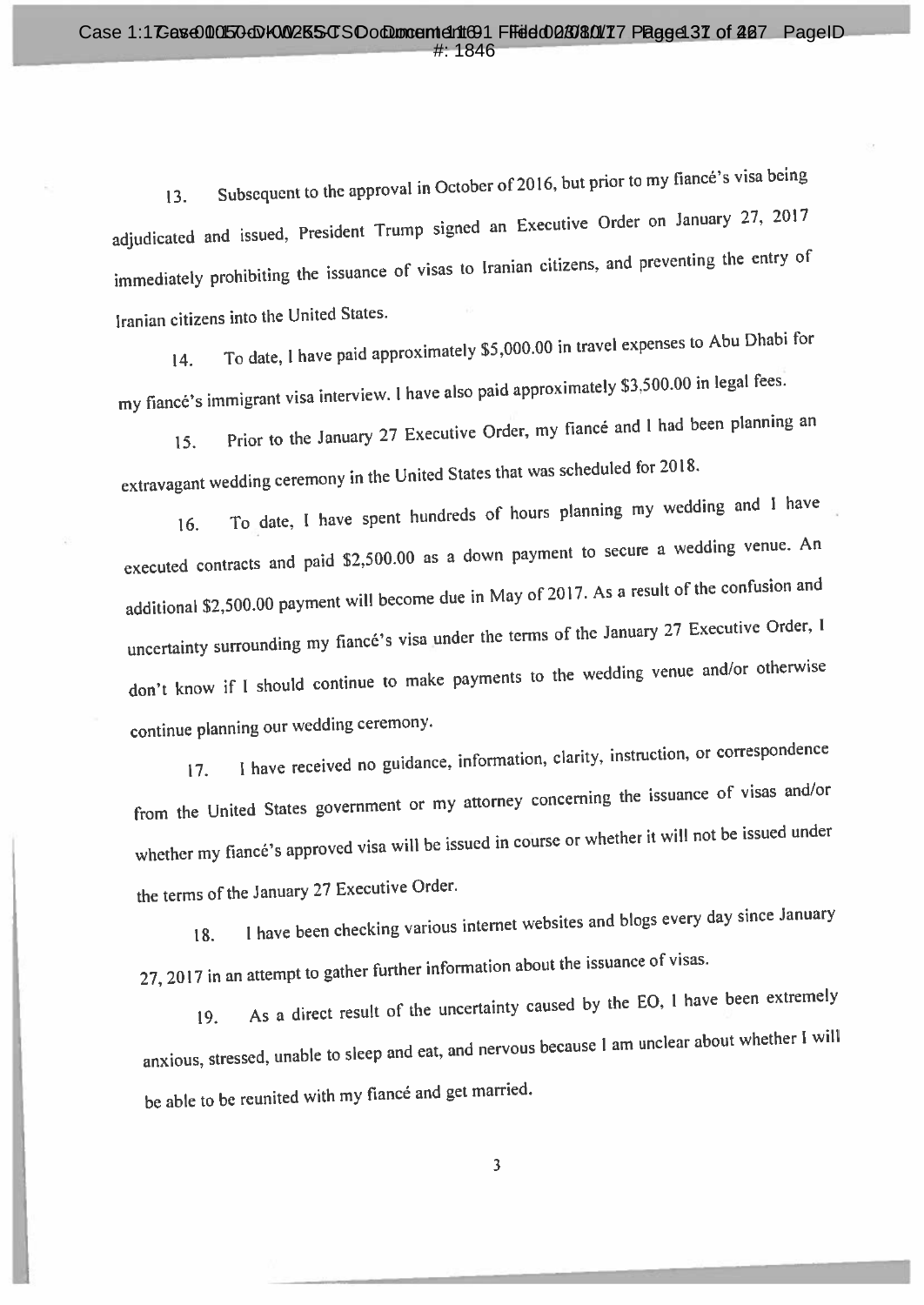13. Subsequent to the approval in October of 2016, but prior to my fiancé's visa being adjudicated and issued, President Trump signed an Executive Order on January 27, 2017 immediately prohibiting the issuance of visas to Iranian citizens, and preventing the entry of Iranian citizens into the United States.

14. To date, I have paid approximately $5,000.00 in travel expenses to Abu Dhabi for my fiancé's immigrant visa interview. I have also paid approximately $3,500.00 in legal fees.

15. Prior to the January 27 Executive Order, my fiancé and I had been planning an extravagant wedding ceremony in the United States that was scheduled for 2018.

16. To date, I have spent hundreds of hours planning my wedding and I have executed contracts and paid $2,500.00 as a down payment to secure a wedding venue. An additional $2,500.00 payment will become due in May of 2017. As a result of the confusion and uncertainty surrounding my fiancé's visa under the terms of the January 27 Executive Order, I don't know if I should continue to make payments to the wedding venue and/or otherwise continue planning our wedding ceremony.

17. I have received no guidance, information, clarity, instruction, or correspondence from the United States government or my attorney concerning the issuance of visas and/or whether my fiancé's approved visa will be issued in course or whether it will not be issued under the terms of the January 27 Executive Order.

18. I have been checking various internet websites and blogs every day since January 27, 2017 in an attempt to gather further information about the issuance of visas.

19. As a direct result of the uncertainty caused by the EO, I have been extremely anxious, stressed, unable to sleep and eat, and nervous because I am unclear about whether I will be able to be reunited with my fiancé and get married.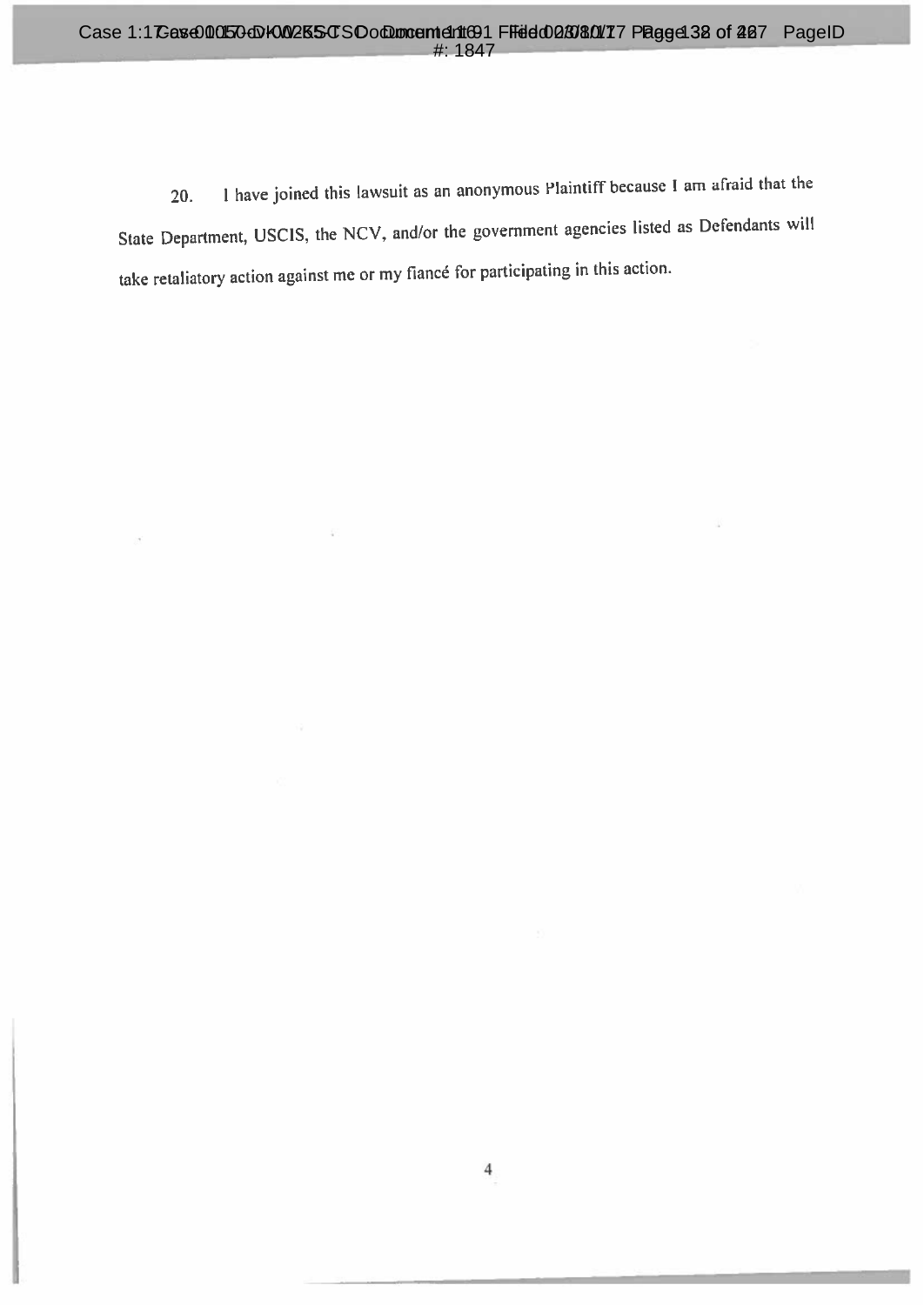20. I have joined this lawsuit as an anonymous Plaintiff because I am afraid that the State Department, USCIS, the NCV, and/or the government agencies listed as Defendants will take retaliatory action against me or my fiancé for participating in this action.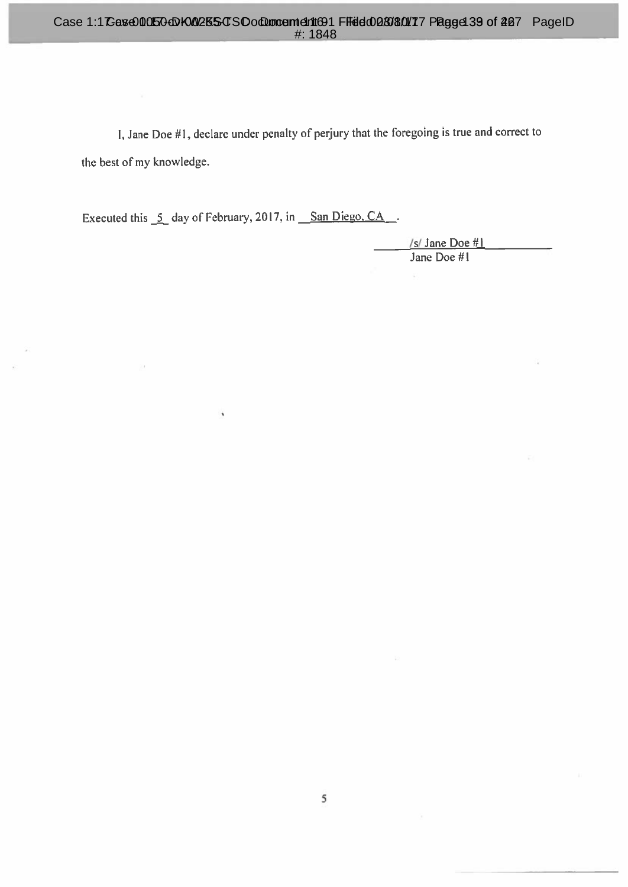I, Jane Doe #1, declare under penalty of perjury that the foregoing is true and correct to the best of my knowledge.

Executed this _5_ day of February, 2017, in __San Diego, CA__.

/s/ Jane Doe #1

Jane Doe #1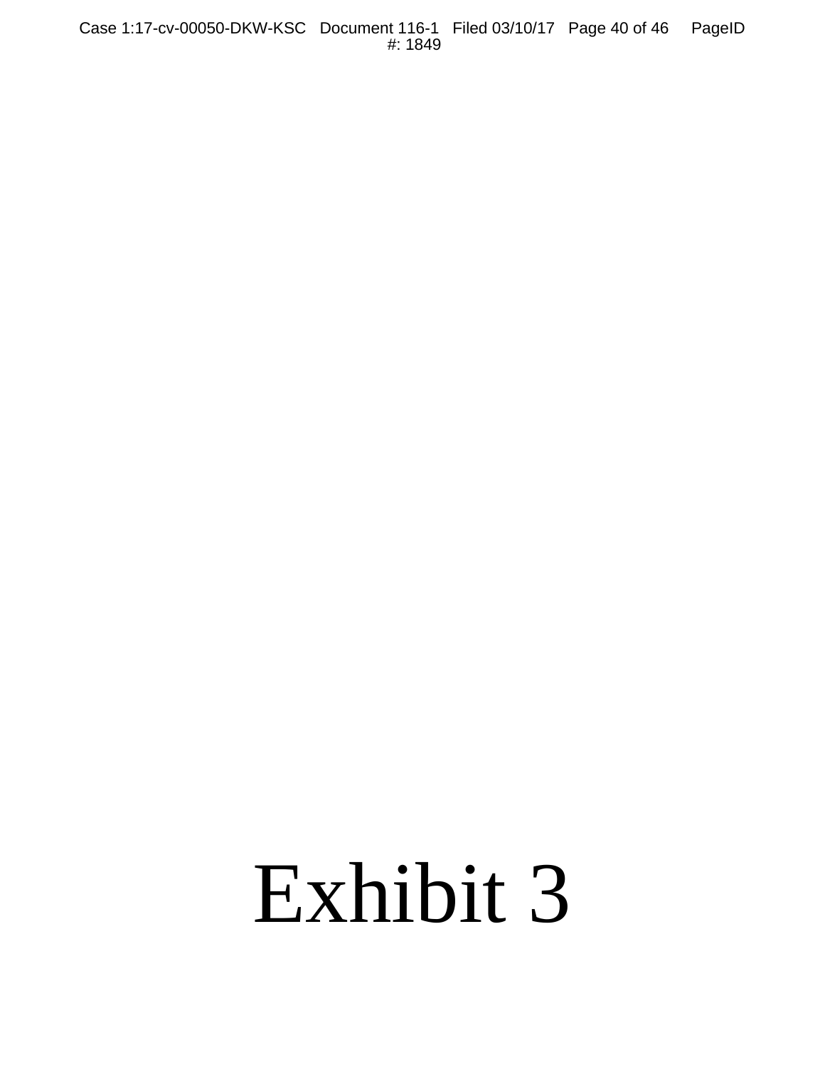# Exhibit 3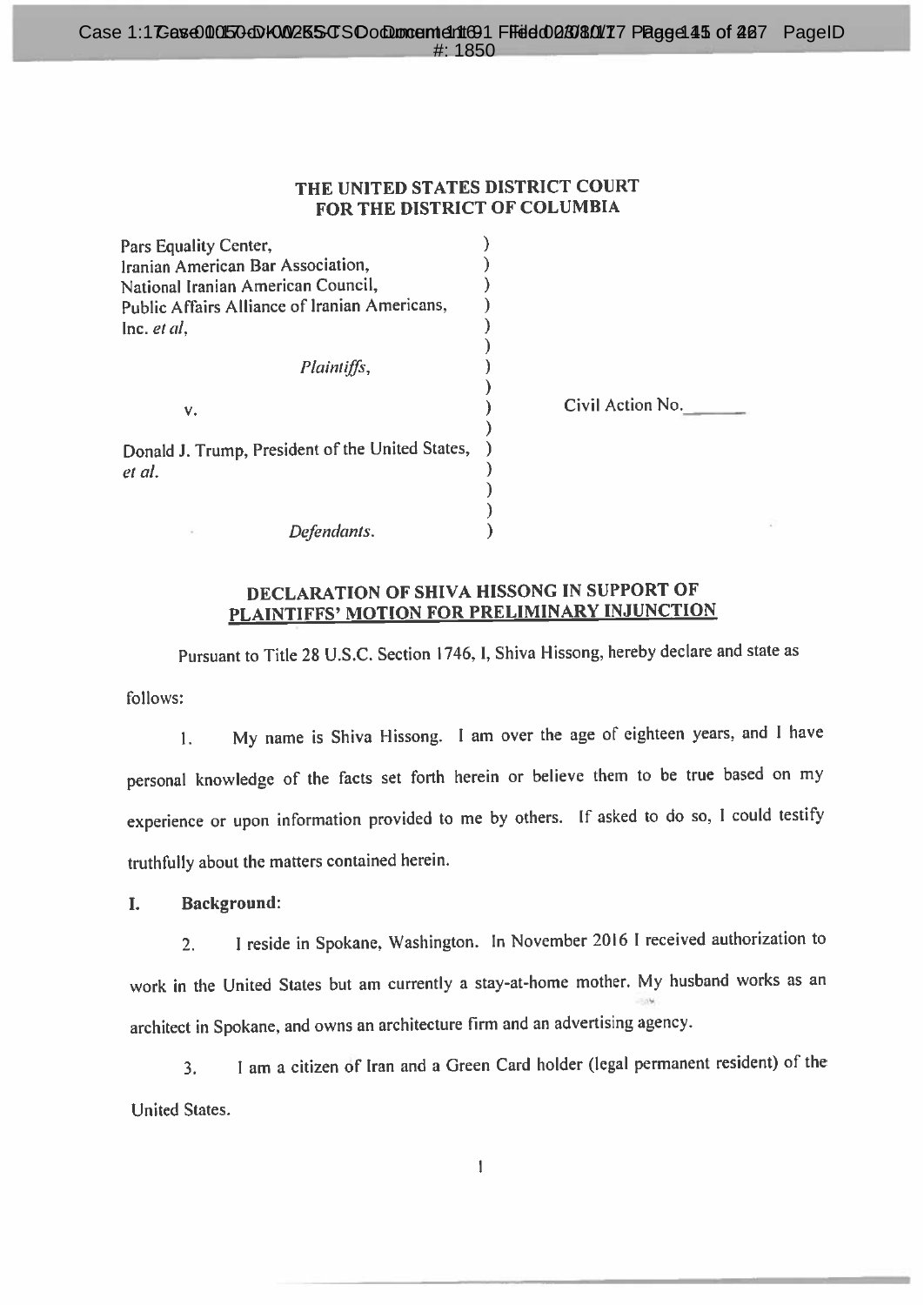**THE UNITED STATES DISTRICT COURT**
**FOR THE DISTRICT OF COLUMBIA**

| | | |
|---|---|---|
| Pars Equality Center,<br>Iranian American Bar Association,<br>National Iranian American Council,<br>Public Affairs Alliance of Iranian Americans,<br>Inc. *et al*,<br><br>*Plaintiffs*,<br><br>v.<br><br>Donald J. Trump, President of the United States,<br>*et al*.<br><br>*Defendants*. | ) | Civil Action No.\_\_\_\_\_\_\_ |

## DECLARATION OF SHIVA HISSONG IN SUPPORT OF PLAINTIFFS' MOTION FOR PRELIMINARY INJUNCTION

Pursuant to Title 28 U.S.C. Section 1746, I, Shiva Hissong, hereby declare and state as follows:

1. My name is Shiva Hissong. I am over the age of eighteen years, and I have personal knowledge of the facts set forth herein or believe them to be true based on my experience or upon information provided to me by others. If asked to do so, I could testify truthfully about the matters contained herein.

**I. Background:**

2. I reside in Spokane, Washington. In November 2016 I received authorization to work in the United States but am currently a stay-at-home mother. My husband works as an architect in Spokane, and owns an architecture firm and an advertising agency.

3. I am a citizen of Iran and a Green Card holder (legal permanent resident) of the United States.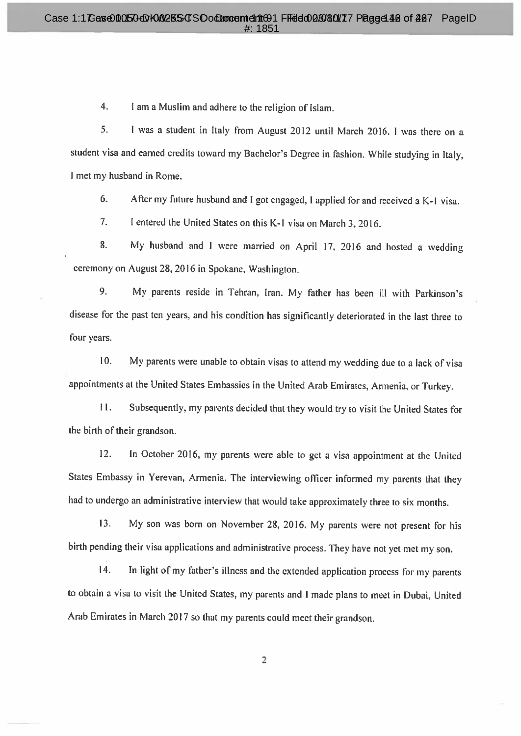4. I am a Muslim and adhere to the religion of Islam.

5. I was a student in Italy from August 2012 until March 2016. I was there on a student visa and earned credits toward my Bachelor's Degree in fashion. While studying in Italy, I met my husband in Rome.

6. After my future husband and I got engaged, I applied for and received a K-1 visa.

7. I entered the United States on this K-1 visa on March 3, 2016.

8. My husband and I were married on April 17, 2016 and hosted a wedding ceremony on August 28, 2016 in Spokane, Washington.

9. My parents reside in Tehran, Iran. My father has been ill with Parkinson's disease for the past ten years, and his condition has significantly deteriorated in the last three to four years.

10. My parents were unable to obtain visas to attend my wedding due to a lack of visa appointments at the United States Embassies in the United Arab Emirates, Armenia, or Turkey.

11. Subsequently, my parents decided that they would try to visit the United States for the birth of their grandson.

12. In October 2016, my parents were able to get a visa appointment at the United States Embassy in Yerevan, Armenia. The interviewing officer informed my parents that they had to undergo an administrative interview that would take approximately three to six months.

13. My son was born on November 28, 2016. My parents were not present for his birth pending their visa applications and administrative process. They have not yet met my son.

14. In light of my father's illness and the extended application process for my parents to obtain a visa to visit the United States, my parents and I made plans to meet in Dubai, United Arab Emirates in March 2017 so that my parents could meet their grandson.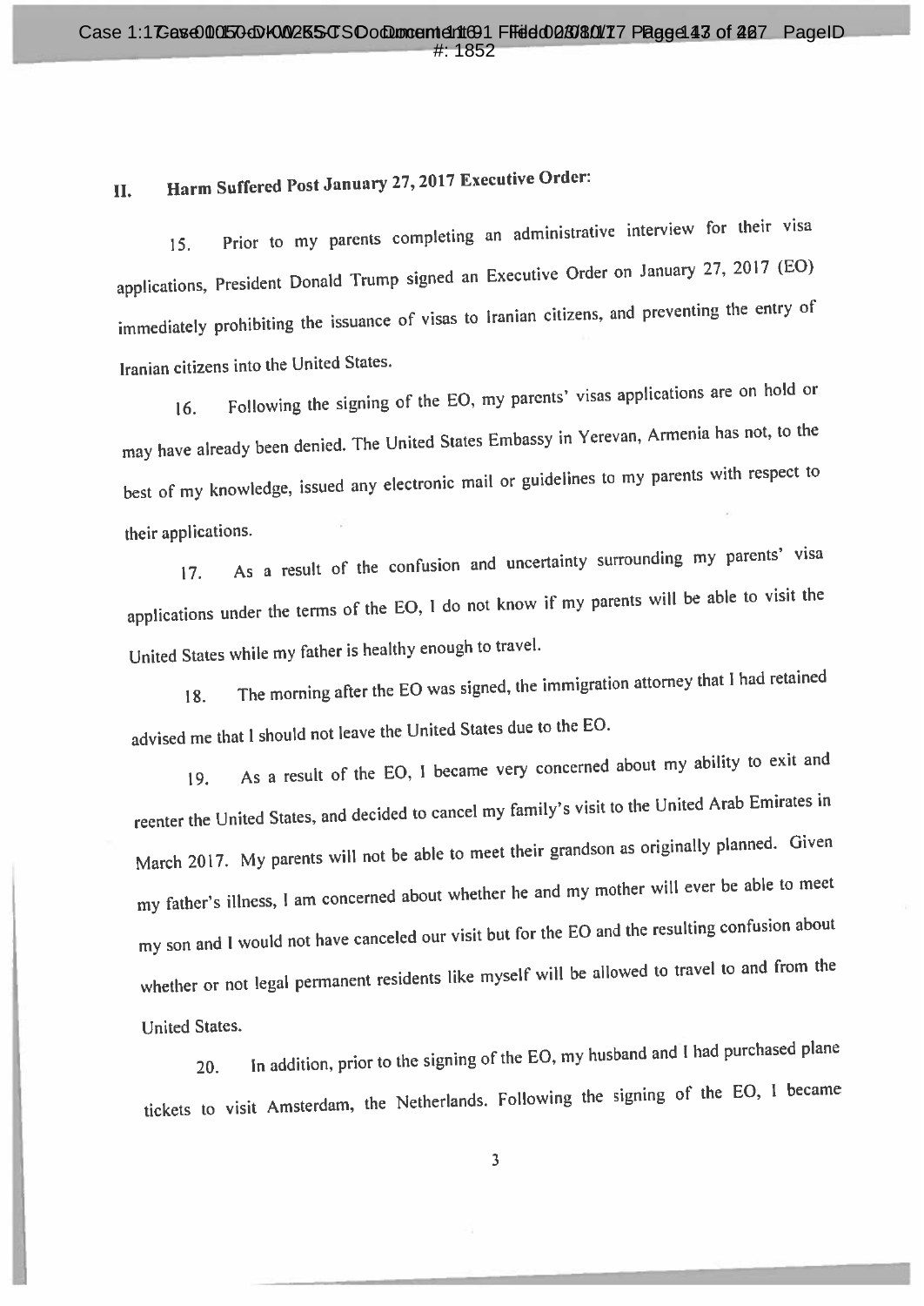## II. Harm Suffered Post January 27, 2017 Executive Order:

15. Prior to my parents completing an administrative interview for their visa applications, President Donald Trump signed an Executive Order on January 27, 2017 (EO) immediately prohibiting the issuance of visas to Iranian citizens, and preventing the entry of Iranian citizens into the United States.

16. Following the signing of the EO, my parents' visas applications are on hold or may have already been denied. The United States Embassy in Yerevan, Armenia has not, to the best of my knowledge, issued any electronic mail or guidelines to my parents with respect to their applications.

17. As a result of the confusion and uncertainty surrounding my parents' visa applications under the terms of the EO, I do not know if my parents will be able to visit the United States while my father is healthy enough to travel.

18. The morning after the EO was signed, the immigration attorney that I had retained advised me that I should not leave the United States due to the EO.

19. As a result of the EO, I became very concerned about my ability to exit and reenter the United States, and decided to cancel my family's visit to the United Arab Emirates in March 2017. My parents will not be able to meet their grandson as originally planned. Given my father's illness, I am concerned about whether he and my mother will ever be able to meet my son and I would not have canceled our visit but for the EO and the resulting confusion about whether or not legal permanent residents like myself will be allowed to travel to and from the United States.

20. In addition, prior to the signing of the EO, my husband and I had purchased plane tickets to visit Amsterdam, the Netherlands. Following the signing of the EO, I became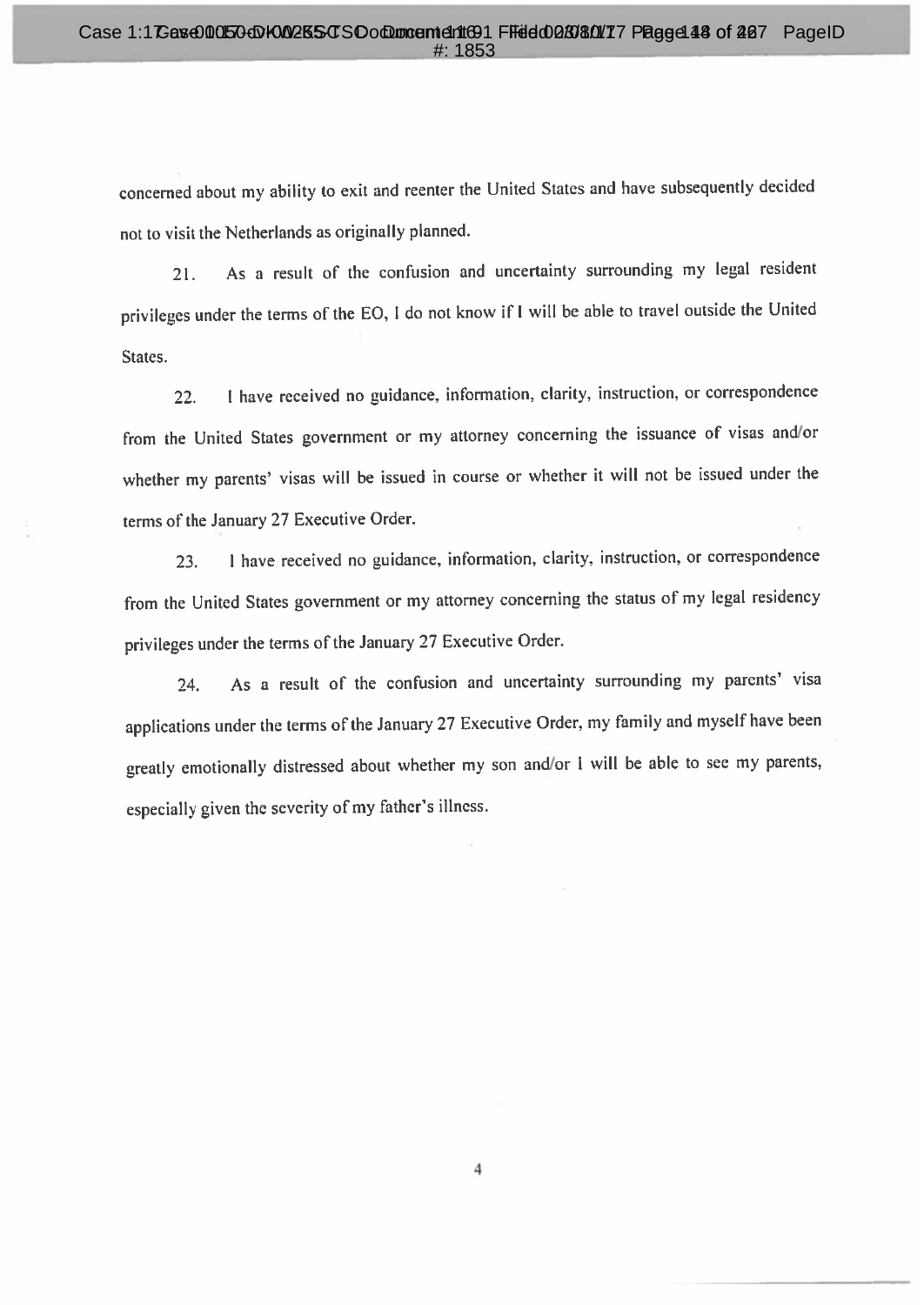concerned about my ability to exit and reenter the United States and have subsequently decided not to visit the Netherlands as originally planned.

21. As a result of the confusion and uncertainty surrounding my legal resident privileges under the terms of the EO, I do not know if I will be able to travel outside the United States.

22. I have received no guidance, information, clarity, instruction, or correspondence from the United States government or my attorney concerning the issuance of visas and/or whether my parents' visas will be issued in course or whether it will not be issued under the terms of the January 27 Executive Order.

23. I have received no guidance, information, clarity, instruction, or correspondence from the United States government or my attorney concerning the status of my legal residency privileges under the terms of the January 27 Executive Order.

24. As a result of the confusion and uncertainty surrounding my parents' visa applications under the terms of the January 27 Executive Order, my family and myself have been greatly emotionally distressed about whether my son and/or I will be able to see my parents, especially given the severity of my father's illness.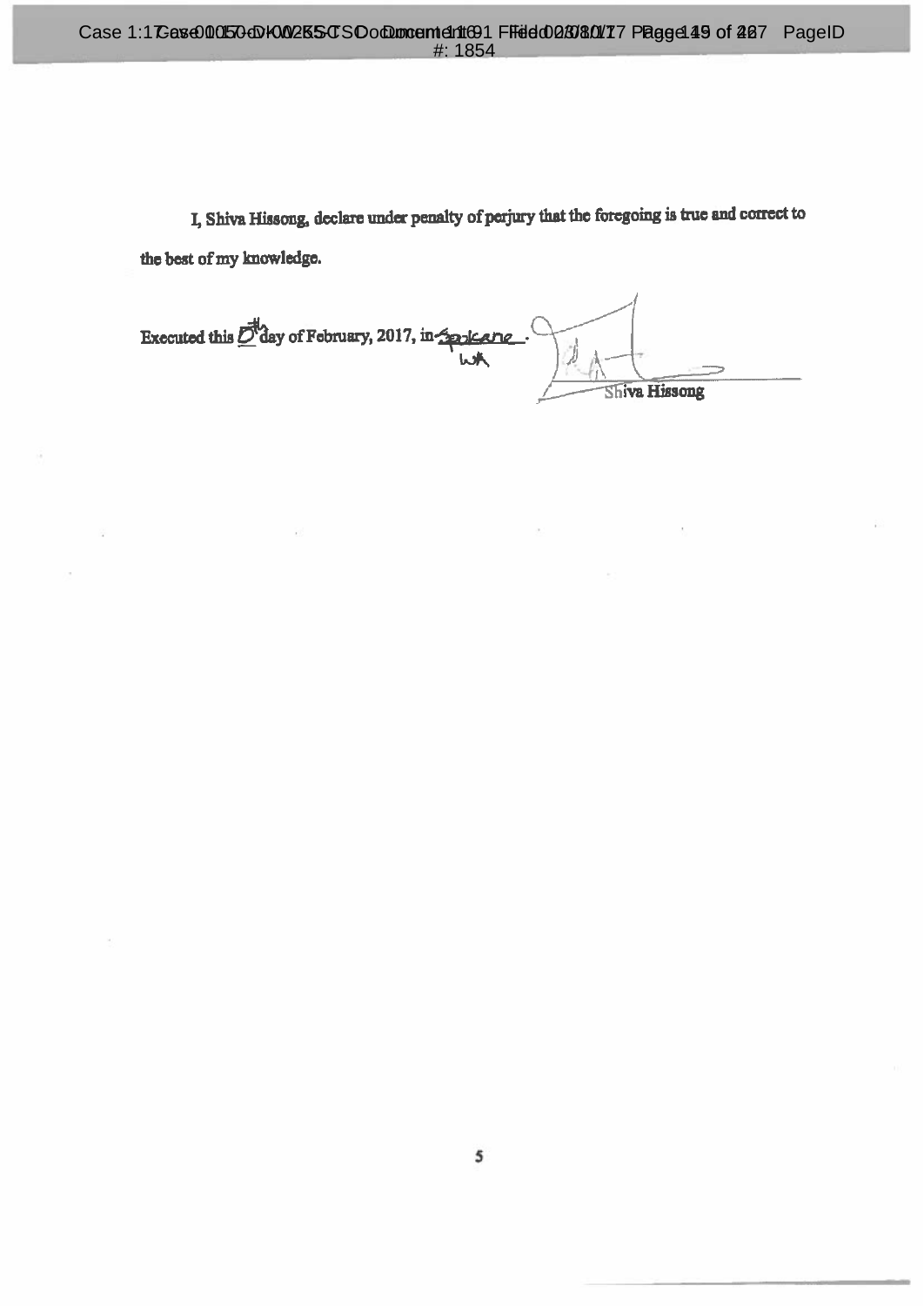I, Shiva Hissong, declare under penalty of perjury that the foregoing is true and correct to the best of my knowledge.

Executed this 8th day of February, 2017, in Spokane, WA.

Shiva Hissong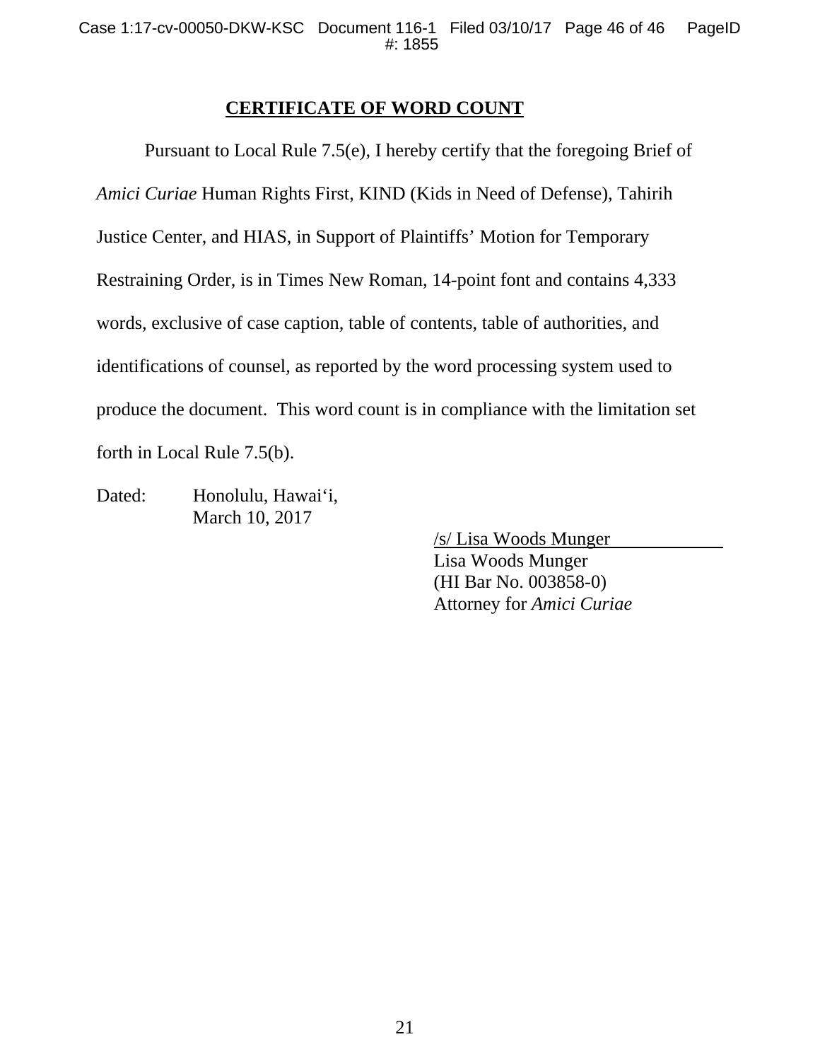## CERTIFICATE OF WORD COUNT

Pursuant to Local Rule 7.5(e), I hereby certify that the foregoing Brief of *Amici Curiae* Human Rights First, KIND (Kids in Need of Defense), Tahirih Justice Center, and HIAS, in Support of Plaintiffs' Motion for Temporary Restraining Order, is in Times New Roman, 14-point font and contains 4,333 words, exclusive of case caption, table of contents, table of authorities, and identifications of counsel, as reported by the word processing system used to produce the document. This word count is in compliance with the limitation set forth in Local Rule 7.5(b).

Dated: Honolulu, Hawaiʻi,
March 10, 2017

/s/ Lisa Woods Munger
Lisa Woods Munger
(HI Bar No. 003858-0)
Attorney for *Amici Curiae*